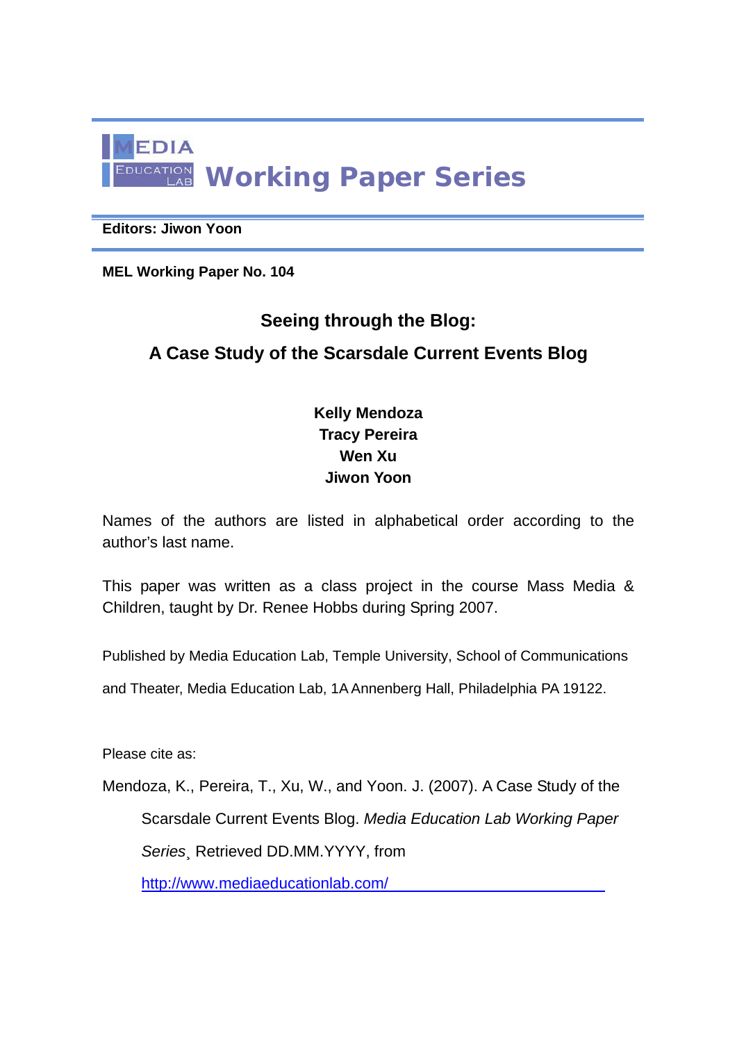MEDIA EDUCATION LAB **Working Paper Series**

**Editors: Jiwon Yoon**

**MEL Working Paper No. 104**

## Seeing through the Blog:

## A Case Study of the Scarsdale Current Events Blog

**Kelly Mendoza**
**Tracy Pereira**
**Wen Xu**
**Jiwon Yoon**

Names of the authors are listed in alphabetical order according to the author's last name.

This paper was written as a class project in the course Mass Media & Children, taught by Dr. Renee Hobbs during Spring 2007.

Published by Media Education Lab, Temple University, School of Communications and Theater, Media Education Lab, 1A Annenberg Hall, Philadelphia PA 19122.

Please cite as:

Mendoza, K., Pereira, T., Xu, W., and Yoon. J. (2007). A Case Study of the Scarsdale Current Events Blog. *Media Education Lab Working Paper Series*¸ Retrieved DD.MM.YYYY, from http://www.mediaeducationlab.com/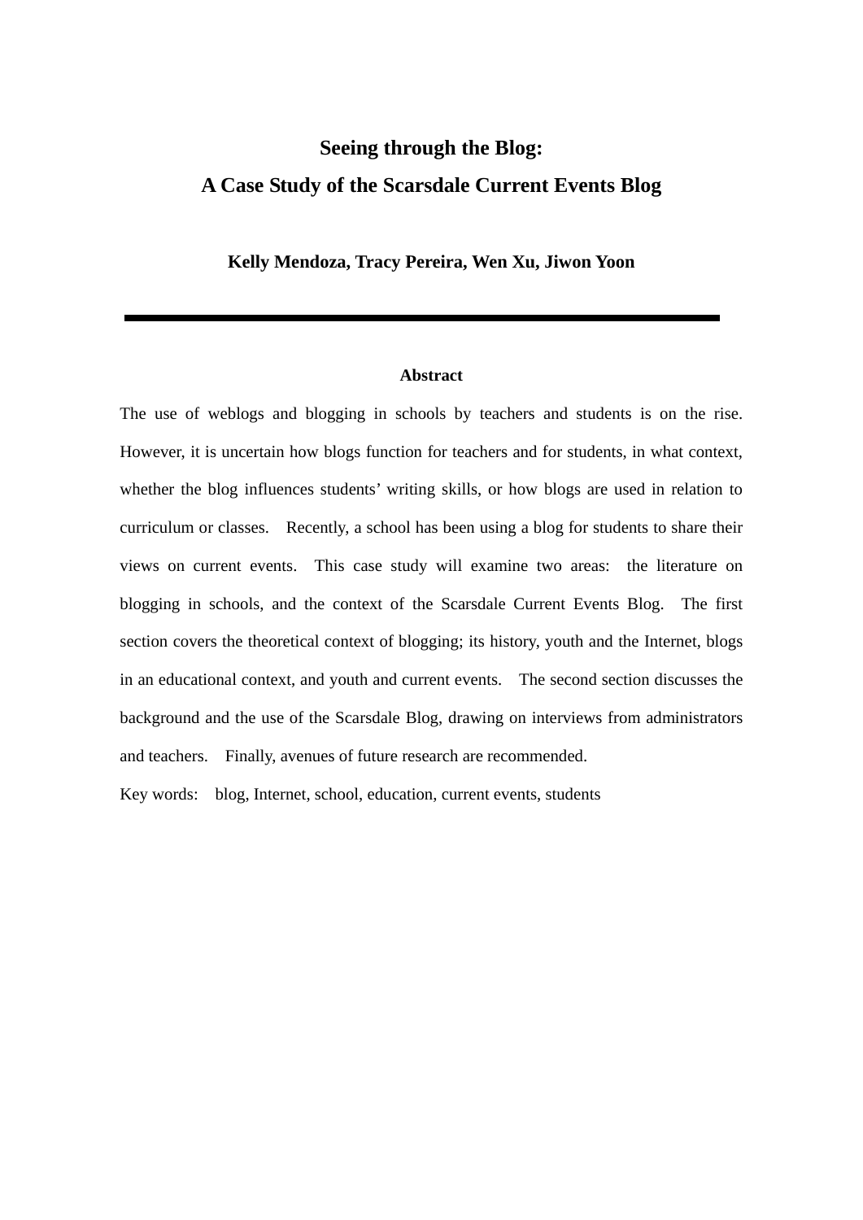# Seeing through the Blog:
# A Case Study of the Scarsdale Current Events Blog

**Kelly Mendoza, Tracy Pereira, Wen Xu, Jiwon Yoon**

---

**Abstract**

The use of weblogs and blogging in schools by teachers and students is on the rise. However, it is uncertain how blogs function for teachers and for students, in what context, whether the blog influences students' writing skills, or how blogs are used in relation to curriculum or classes. Recently, a school has been using a blog for students to share their views on current events. This case study will examine two areas: the literature on blogging in schools, and the context of the Scarsdale Current Events Blog. The first section covers the theoretical context of blogging; its history, youth and the Internet, blogs in an educational context, and youth and current events. The second section discusses the background and the use of the Scarsdale Blog, drawing on interviews from administrators and teachers. Finally, avenues of future research are recommended.

Key words: blog, Internet, school, education, current events, students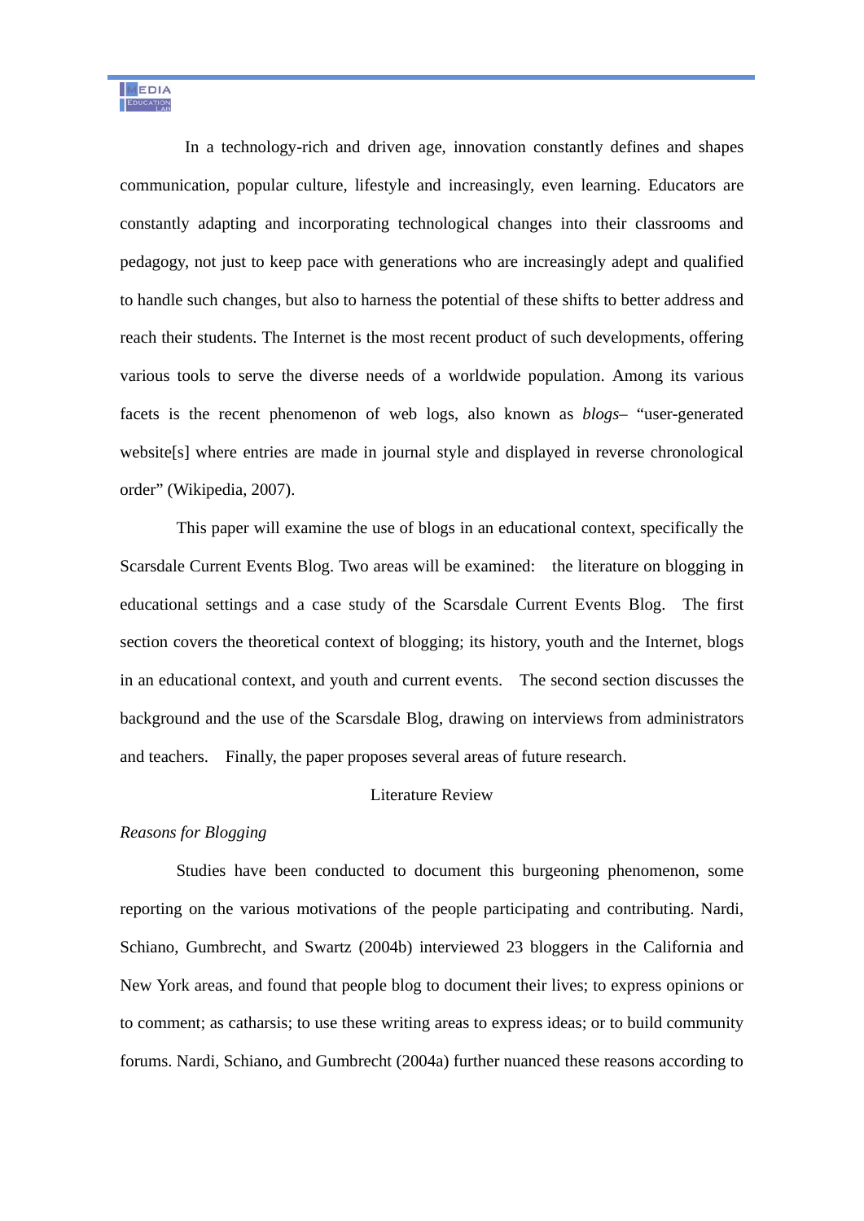In a technology-rich and driven age, innovation constantly defines and shapes communication, popular culture, lifestyle and increasingly, even learning. Educators are constantly adapting and incorporating technological changes into their classrooms and pedagogy, not just to keep pace with generations who are increasingly adept and qualified to handle such changes, but also to harness the potential of these shifts to better address and reach their students. The Internet is the most recent product of such developments, offering various tools to serve the diverse needs of a worldwide population. Among its various facets is the recent phenomenon of web logs, also known as *blogs*– "user-generated website[s] where entries are made in journal style and displayed in reverse chronological order" (Wikipedia, 2007).

This paper will examine the use of blogs in an educational context, specifically the Scarsdale Current Events Blog. Two areas will be examined: the literature on blogging in educational settings and a case study of the Scarsdale Current Events Blog. The first section covers the theoretical context of blogging; its history, youth and the Internet, blogs in an educational context, and youth and current events. The second section discusses the background and the use of the Scarsdale Blog, drawing on interviews from administrators and teachers. Finally, the paper proposes several areas of future research.

## Literature Review

### *Reasons for Blogging*

Studies have been conducted to document this burgeoning phenomenon, some reporting on the various motivations of the people participating and contributing. Nardi, Schiano, Gumbrecht, and Swartz (2004b) interviewed 23 bloggers in the California and New York areas, and found that people blog to document their lives; to express opinions or to comment; as catharsis; to use these writing areas to express ideas; or to build community forums. Nardi, Schiano, and Gumbrecht (2004a) further nuanced these reasons according to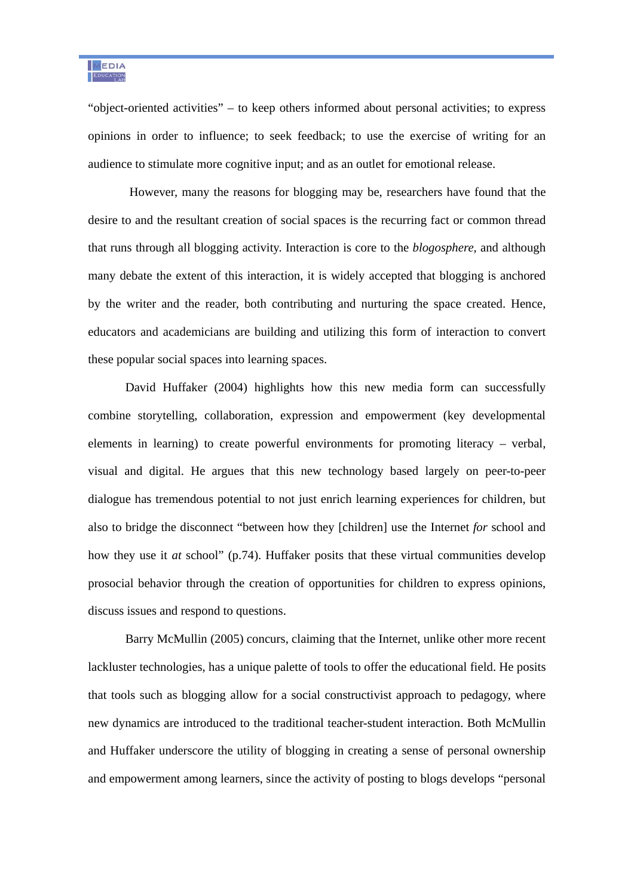"object-oriented activities" – to keep others informed about personal activities; to express opinions in order to influence; to seek feedback; to use the exercise of writing for an audience to stimulate more cognitive input; and as an outlet for emotional release.

However, many the reasons for blogging may be, researchers have found that the desire to and the resultant creation of social spaces is the recurring fact or common thread that runs through all blogging activity. Interaction is core to the *blogosphere*, and although many debate the extent of this interaction, it is widely accepted that blogging is anchored by the writer and the reader, both contributing and nurturing the space created. Hence, educators and academicians are building and utilizing this form of interaction to convert these popular social spaces into learning spaces.

David Huffaker (2004) highlights how this new media form can successfully combine storytelling, collaboration, expression and empowerment (key developmental elements in learning) to create powerful environments for promoting literacy – verbal, visual and digital. He argues that this new technology based largely on peer-to-peer dialogue has tremendous potential to not just enrich learning experiences for children, but also to bridge the disconnect "between how they [children] use the Internet *for* school and how they use it *at* school" (p.74). Huffaker posits that these virtual communities develop prosocial behavior through the creation of opportunities for children to express opinions, discuss issues and respond to questions.

Barry McMullin (2005) concurs, claiming that the Internet, unlike other more recent lackluster technologies, has a unique palette of tools to offer the educational field. He posits that tools such as blogging allow for a social constructivist approach to pedagogy, where new dynamics are introduced to the traditional teacher-student interaction. Both McMullin and Huffaker underscore the utility of blogging in creating a sense of personal ownership and empowerment among learners, since the activity of posting to blogs develops "personal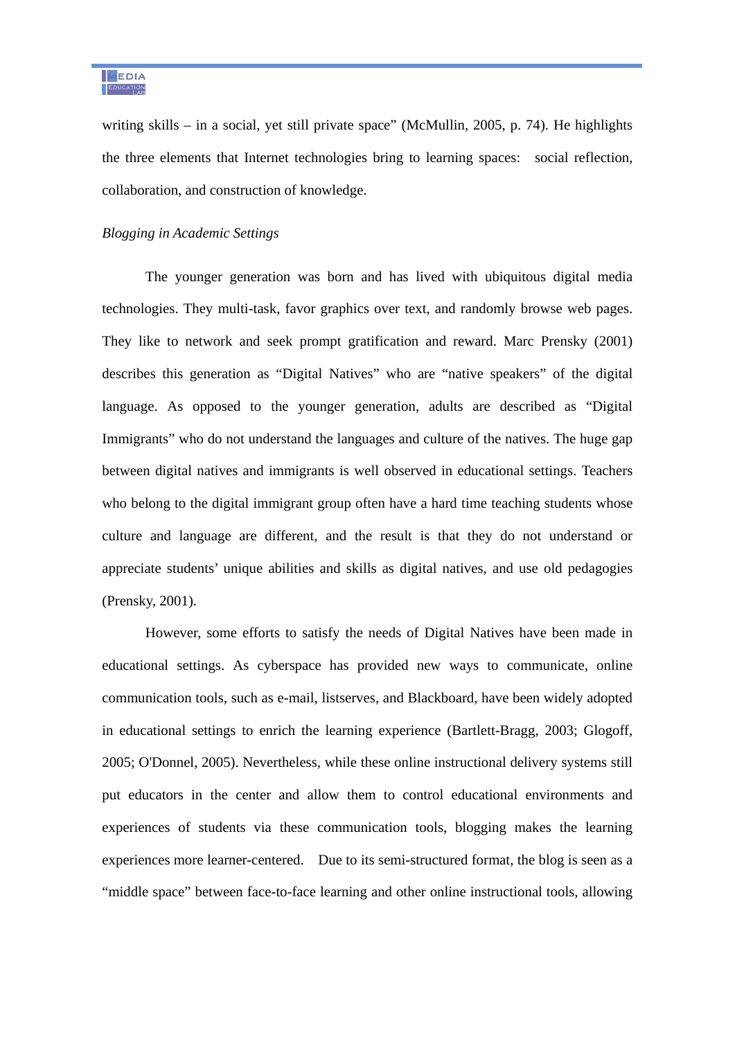writing skills – in a social, yet still private space" (McMullin, 2005, p. 74). He highlights the three elements that Internet technologies bring to learning spaces: social reflection, collaboration, and construction of knowledge.

*Blogging in Academic Settings*

The younger generation was born and has lived with ubiquitous digital media technologies. They multi-task, favor graphics over text, and randomly browse web pages. They like to network and seek prompt gratification and reward. Marc Prensky (2001) describes this generation as "Digital Natives" who are "native speakers" of the digital language. As opposed to the younger generation, adults are described as "Digital Immigrants" who do not understand the languages and culture of the natives. The huge gap between digital natives and immigrants is well observed in educational settings. Teachers who belong to the digital immigrant group often have a hard time teaching students whose culture and language are different, and the result is that they do not understand or appreciate students' unique abilities and skills as digital natives, and use old pedagogies (Prensky, 2001).

However, some efforts to satisfy the needs of Digital Natives have been made in educational settings. As cyberspace has provided new ways to communicate, online communication tools, such as e-mail, listserves, and Blackboard, have been widely adopted in educational settings to enrich the learning experience (Bartlett-Bragg, 2003; Glogoff, 2005; O'Donnel, 2005). Nevertheless, while these online instructional delivery systems still put educators in the center and allow them to control educational environments and experiences of students via these communication tools, blogging makes the learning experiences more learner-centered. Due to its semi-structured format, the blog is seen as a "middle space" between face-to-face learning and other online instructional tools, allowing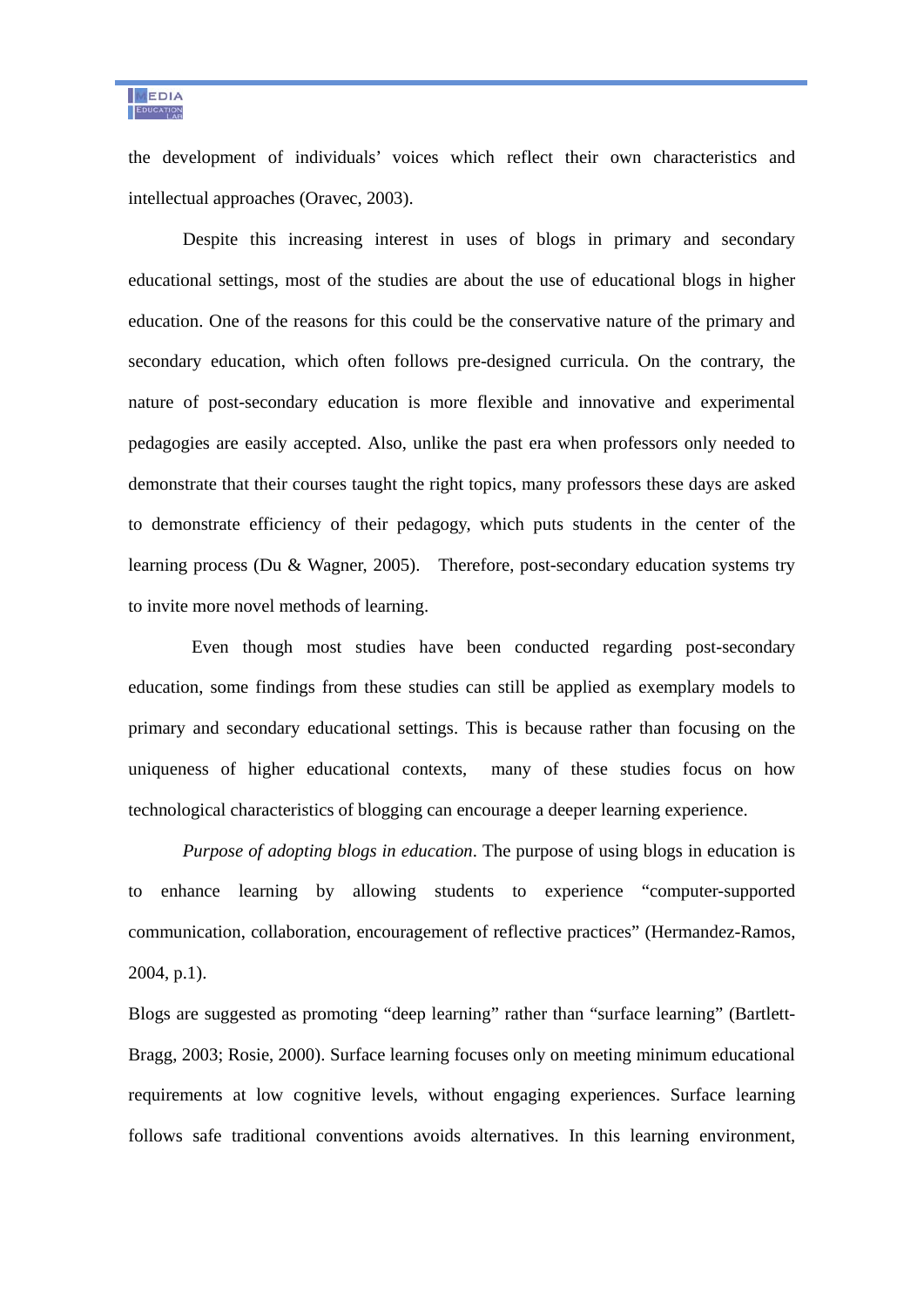the development of individuals' voices which reflect their own characteristics and intellectual approaches (Oravec, 2003).

Despite this increasing interest in uses of blogs in primary and secondary educational settings, most of the studies are about the use of educational blogs in higher education. One of the reasons for this could be the conservative nature of the primary and secondary education, which often follows pre-designed curricula. On the contrary, the nature of post-secondary education is more flexible and innovative and experimental pedagogies are easily accepted. Also, unlike the past era when professors only needed to demonstrate that their courses taught the right topics, many professors these days are asked to demonstrate efficiency of their pedagogy, which puts students in the center of the learning process (Du & Wagner, 2005). Therefore, post-secondary education systems try to invite more novel methods of learning.

Even though most studies have been conducted regarding post-secondary education, some findings from these studies can still be applied as exemplary models to primary and secondary educational settings. This is because rather than focusing on the uniqueness of higher educational contexts, many of these studies focus on how technological characteristics of blogging can encourage a deeper learning experience.

*Purpose of adopting blogs in education*. The purpose of using blogs in education is to enhance learning by allowing students to experience "computer-supported communication, collaboration, encouragement of reflective practices" (Hermandez-Ramos, 2004, p.1).

Blogs are suggested as promoting "deep learning" rather than "surface learning" (Bartlett-Bragg, 2003; Rosie, 2000). Surface learning focuses only on meeting minimum educational requirements at low cognitive levels, without engaging experiences. Surface learning follows safe traditional conventions avoids alternatives. In this learning environment,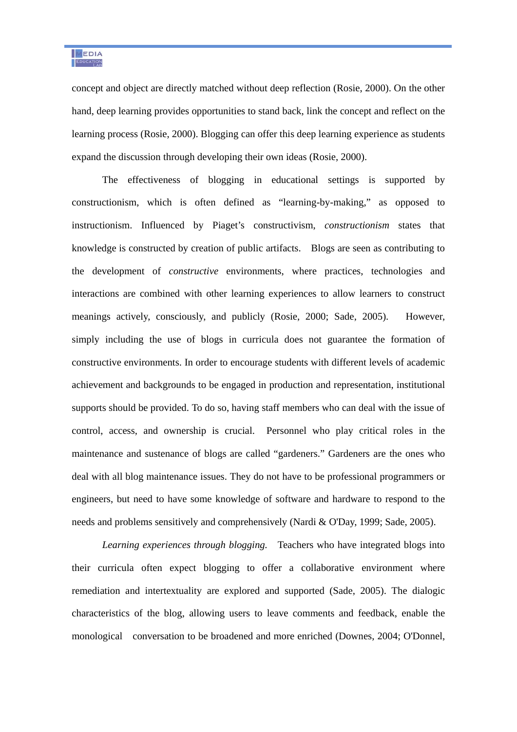concept and object are directly matched without deep reflection (Rosie, 2000). On the other hand, deep learning provides opportunities to stand back, link the concept and reflect on the learning process (Rosie, 2000). Blogging can offer this deep learning experience as students expand the discussion through developing their own ideas (Rosie, 2000).

The effectiveness of blogging in educational settings is supported by constructionism, which is often defined as "learning-by-making," as opposed to instructionism. Influenced by Piaget's constructivism, *constructionism* states that knowledge is constructed by creation of public artifacts. Blogs are seen as contributing to the development of *constructive* environments, where practices, technologies and interactions are combined with other learning experiences to allow learners to construct meanings actively, consciously, and publicly (Rosie, 2000; Sade, 2005). However, simply including the use of blogs in curricula does not guarantee the formation of constructive environments. In order to encourage students with different levels of academic achievement and backgrounds to be engaged in production and representation, institutional supports should be provided. To do so, having staff members who can deal with the issue of control, access, and ownership is crucial. Personnel who play critical roles in the maintenance and sustenance of blogs are called "gardeners." Gardeners are the ones who deal with all blog maintenance issues. They do not have to be professional programmers or engineers, but need to have some knowledge of software and hardware to respond to the needs and problems sensitively and comprehensively (Nardi & O'Day, 1999; Sade, 2005).

*Learning experiences through blogging.* Teachers who have integrated blogs into their curricula often expect blogging to offer a collaborative environment where remediation and intertextuality are explored and supported (Sade, 2005). The dialogic characteristics of the blog, allowing users to leave comments and feedback, enable the monological conversation to be broadened and more enriched (Downes, 2004; O'Donnel,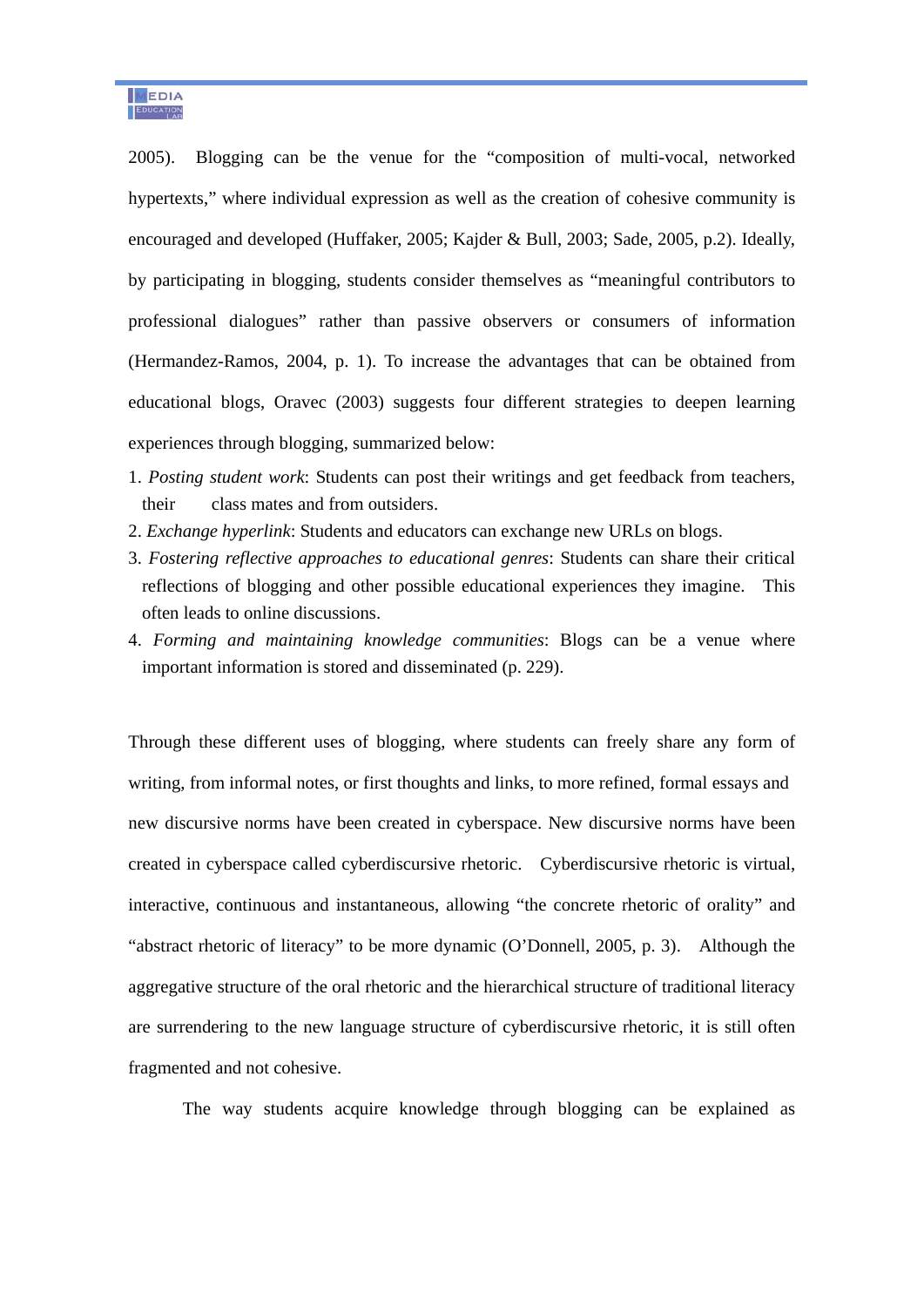2005). Blogging can be the venue for the "composition of multi-vocal, networked hypertexts," where individual expression as well as the creation of cohesive community is encouraged and developed (Huffaker, 2005; Kajder & Bull, 2003; Sade, 2005, p.2). Ideally, by participating in blogging, students consider themselves as "meaningful contributors to professional dialogues" rather than passive observers or consumers of information (Hermandez-Ramos, 2004, p. 1). To increase the advantages that can be obtained from educational blogs, Oravec (2003) suggests four different strategies to deepen learning experiences through blogging, summarized below:

1. *Posting student work*: Students can post their writings and get feedback from teachers, their class mates and from outsiders.
2. *Exchange hyperlink*: Students and educators can exchange new URLs on blogs.
3. *Fostering reflective approaches to educational genres*: Students can share their critical reflections of blogging and other possible educational experiences they imagine. This often leads to online discussions.
4. *Forming and maintaining knowledge communities*: Blogs can be a venue where important information is stored and disseminated (p. 229).

Through these different uses of blogging, where students can freely share any form of writing, from informal notes, or first thoughts and links, to more refined, formal essays and new discursive norms have been created in cyberspace. New discursive norms have been created in cyberspace called cyberdiscursive rhetoric. Cyberdiscursive rhetoric is virtual, interactive, continuous and instantaneous, allowing "the concrete rhetoric of orality" and "abstract rhetoric of literacy" to be more dynamic (O'Donnell, 2005, p. 3). Although the aggregative structure of the oral rhetoric and the hierarchical structure of traditional literacy are surrendering to the new language structure of cyberdiscursive rhetoric, it is still often fragmented and not cohesive.

The way students acquire knowledge through blogging can be explained as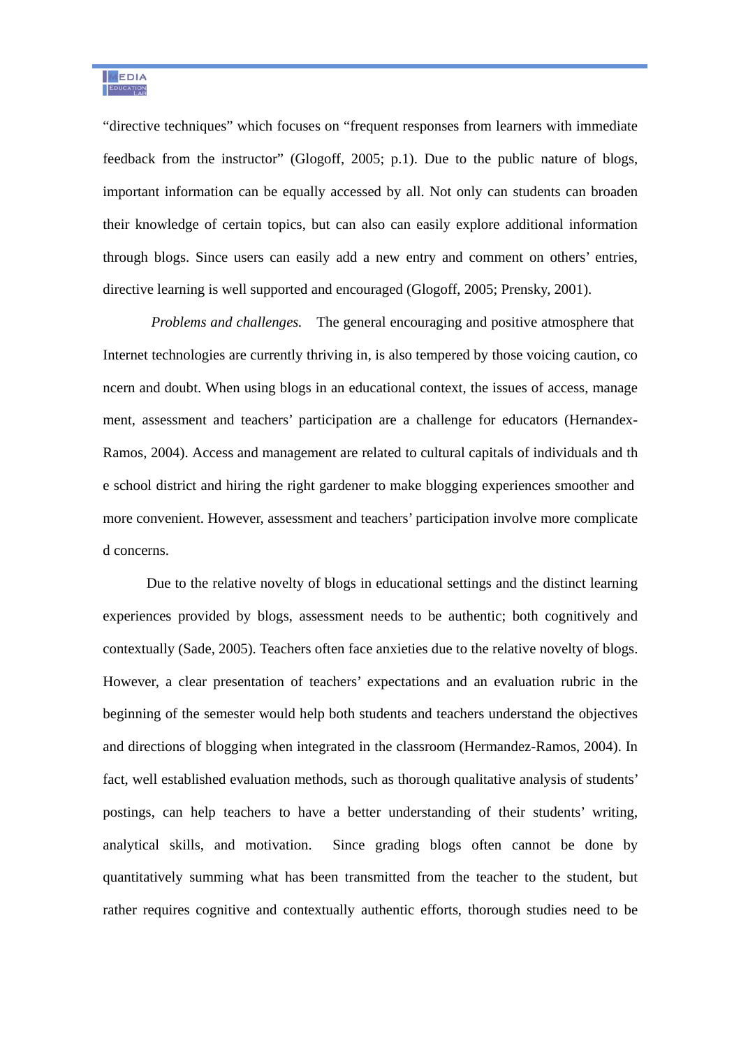"directive techniques" which focuses on "frequent responses from learners with immediate feedback from the instructor" (Glogoff, 2005; p.1). Due to the public nature of blogs, important information can be equally accessed by all. Not only can students can broaden their knowledge of certain topics, but can also can easily explore additional information through blogs. Since users can easily add a new entry and comment on others' entries, directive learning is well supported and encouraged (Glogoff, 2005; Prensky, 2001).

*Problems and challenges.* The general encouraging and positive atmosphere that Internet technologies are currently thriving in, is also tempered by those voicing caution, concern and doubt. When using blogs in an educational context, the issues of access, management, assessment and teachers' participation are a challenge for educators (Hernandex-Ramos, 2004). Access and management are related to cultural capitals of individuals and the school district and hiring the right gardener to make blogging experiences smoother and more convenient. However, assessment and teachers' participation involve more complicated concerns.

Due to the relative novelty of blogs in educational settings and the distinct learning experiences provided by blogs, assessment needs to be authentic; both cognitively and contextually (Sade, 2005). Teachers often face anxieties due to the relative novelty of blogs. However, a clear presentation of teachers' expectations and an evaluation rubric in the beginning of the semester would help both students and teachers understand the objectives and directions of blogging when integrated in the classroom (Hermandez-Ramos, 2004). In fact, well established evaluation methods, such as thorough qualitative analysis of students' postings, can help teachers to have a better understanding of their students' writing, analytical skills, and motivation. Since grading blogs often cannot be done by quantitatively summing what has been transmitted from the teacher to the student, but rather requires cognitive and contextually authentic efforts, thorough studies need to be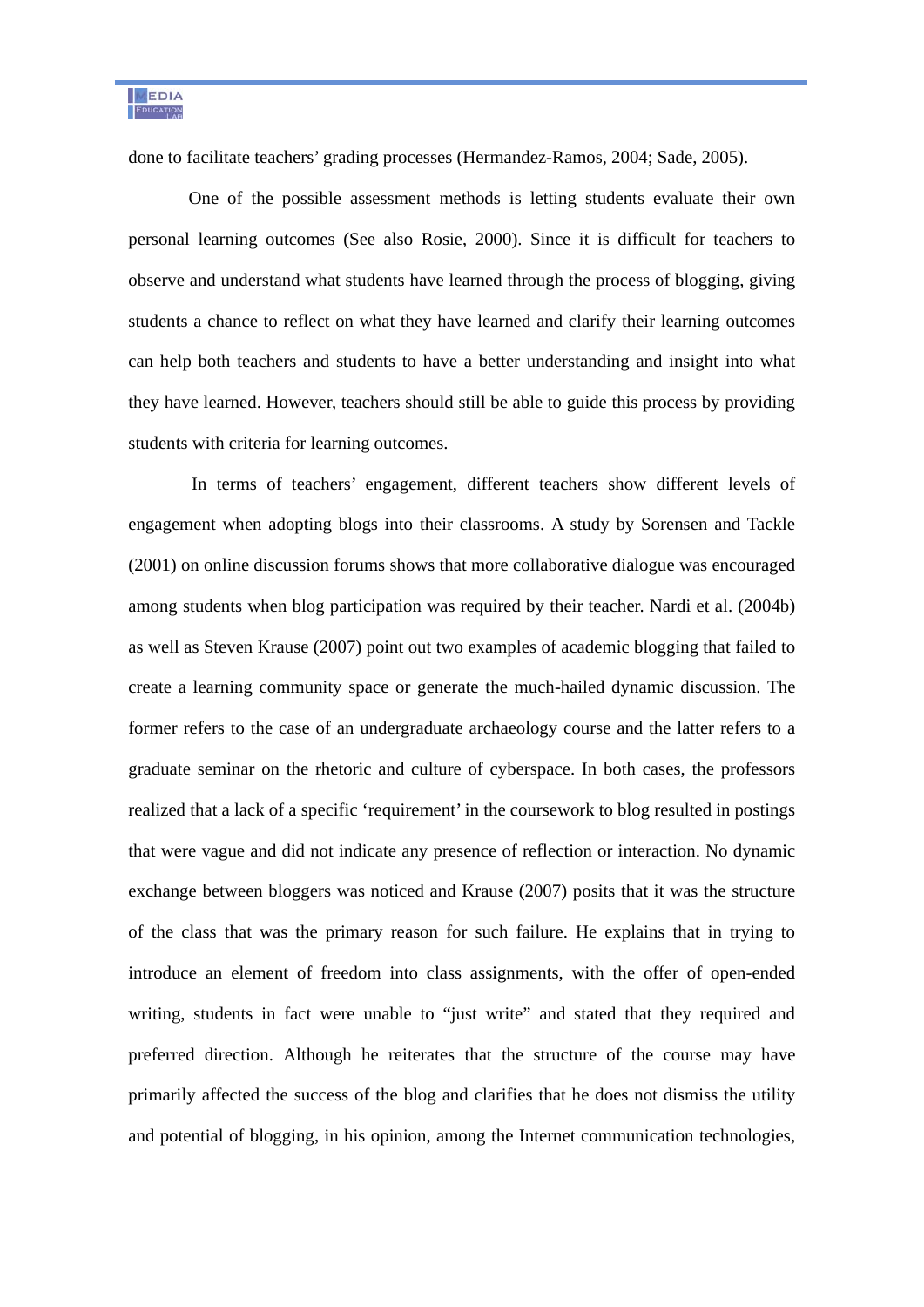done to facilitate teachers' grading processes (Hermandez-Ramos, 2004; Sade, 2005).

One of the possible assessment methods is letting students evaluate their own personal learning outcomes (See also Rosie, 2000). Since it is difficult for teachers to observe and understand what students have learned through the process of blogging, giving students a chance to reflect on what they have learned and clarify their learning outcomes can help both teachers and students to have a better understanding and insight into what they have learned. However, teachers should still be able to guide this process by providing students with criteria for learning outcomes.

In terms of teachers' engagement, different teachers show different levels of engagement when adopting blogs into their classrooms. A study by Sorensen and Tackle (2001) on online discussion forums shows that more collaborative dialogue was encouraged among students when blog participation was required by their teacher. Nardi et al. (2004b) as well as Steven Krause (2007) point out two examples of academic blogging that failed to create a learning community space or generate the much-hailed dynamic discussion. The former refers to the case of an undergraduate archaeology course and the latter refers to a graduate seminar on the rhetoric and culture of cyberspace. In both cases, the professors realized that a lack of a specific 'requirement' in the coursework to blog resulted in postings that were vague and did not indicate any presence of reflection or interaction. No dynamic exchange between bloggers was noticed and Krause (2007) posits that it was the structure of the class that was the primary reason for such failure. He explains that in trying to introduce an element of freedom into class assignments, with the offer of open-ended writing, students in fact were unable to "just write" and stated that they required and preferred direction. Although he reiterates that the structure of the course may have primarily affected the success of the blog and clarifies that he does not dismiss the utility and potential of blogging, in his opinion, among the Internet communication technologies,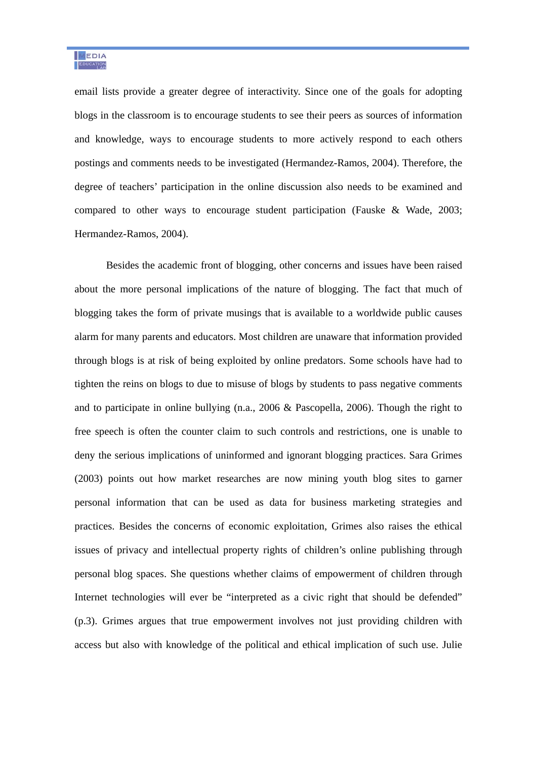email lists provide a greater degree of interactivity. Since one of the goals for adopting blogs in the classroom is to encourage students to see their peers as sources of information and knowledge, ways to encourage students to more actively respond to each others postings and comments needs to be investigated (Hermandez-Ramos, 2004). Therefore, the degree of teachers' participation in the online discussion also needs to be examined and compared to other ways to encourage student participation (Fauske & Wade, 2003; Hermandez-Ramos, 2004).

Besides the academic front of blogging, other concerns and issues have been raised about the more personal implications of the nature of blogging. The fact that much of blogging takes the form of private musings that is available to a worldwide public causes alarm for many parents and educators. Most children are unaware that information provided through blogs is at risk of being exploited by online predators. Some schools have had to tighten the reins on blogs to due to misuse of blogs by students to pass negative comments and to participate in online bullying (n.a., 2006 & Pascopella, 2006). Though the right to free speech is often the counter claim to such controls and restrictions, one is unable to deny the serious implications of uninformed and ignorant blogging practices. Sara Grimes (2003) points out how market researches are now mining youth blog sites to garner personal information that can be used as data for business marketing strategies and practices. Besides the concerns of economic exploitation, Grimes also raises the ethical issues of privacy and intellectual property rights of children's online publishing through personal blog spaces. She questions whether claims of empowerment of children through Internet technologies will ever be "interpreted as a civic right that should be defended" (p.3). Grimes argues that true empowerment involves not just providing children with access but also with knowledge of the political and ethical implication of such use. Julie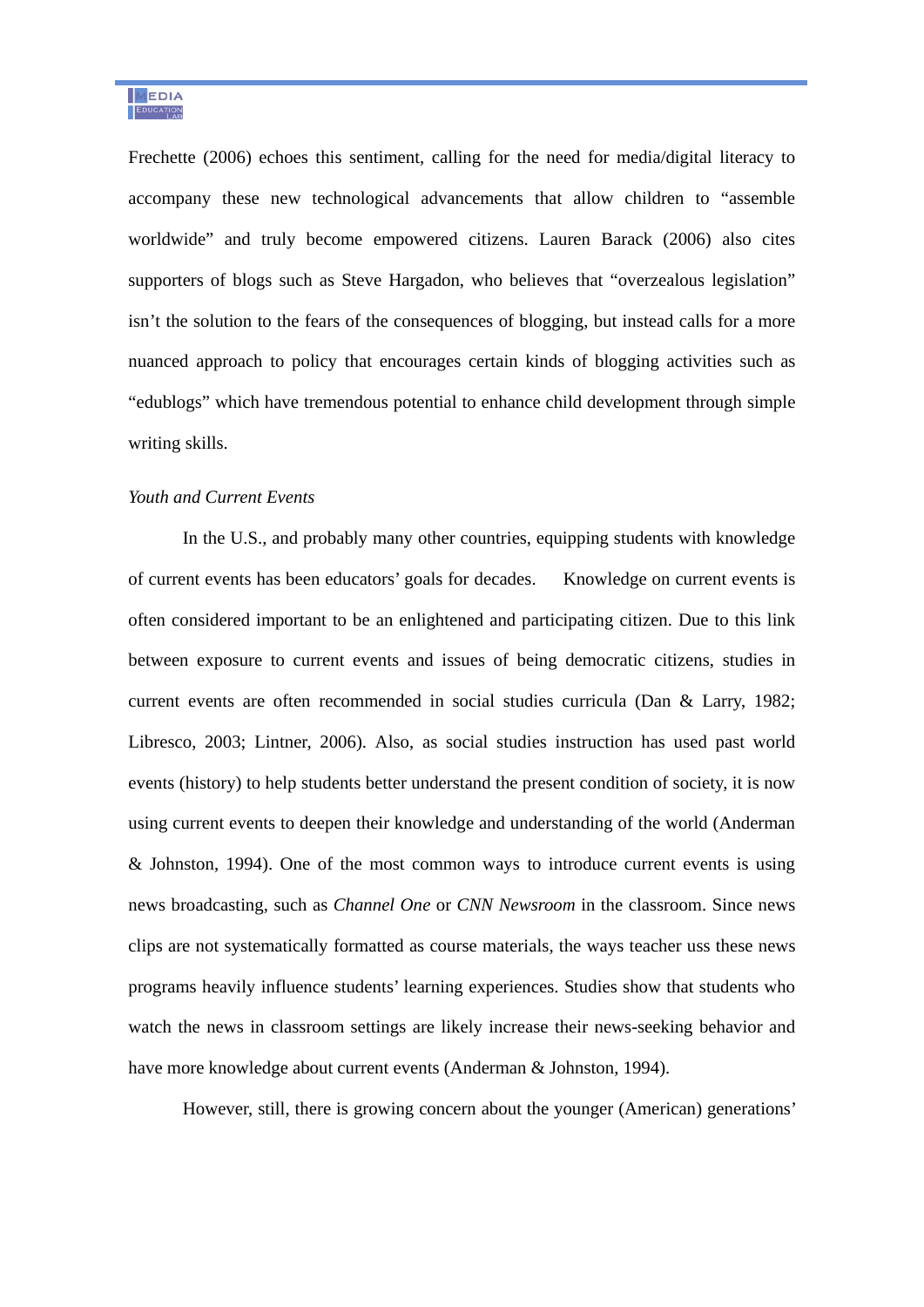Frechette (2006) echoes this sentiment, calling for the need for media/digital literacy to accompany these new technological advancements that allow children to "assemble worldwide" and truly become empowered citizens. Lauren Barack (2006) also cites supporters of blogs such as Steve Hargadon, who believes that "overzealous legislation" isn't the solution to the fears of the consequences of blogging, but instead calls for a more nuanced approach to policy that encourages certain kinds of blogging activities such as "edublogs" which have tremendous potential to enhance child development through simple writing skills.

*Youth and Current Events*

In the U.S., and probably many other countries, equipping students with knowledge of current events has been educators' goals for decades. Knowledge on current events is often considered important to be an enlightened and participating citizen. Due to this link between exposure to current events and issues of being democratic citizens, studies in current events are often recommended in social studies curricula (Dan & Larry, 1982; Libresco, 2003; Lintner, 2006). Also, as social studies instruction has used past world events (history) to help students better understand the present condition of society, it is now using current events to deepen their knowledge and understanding of the world (Anderman & Johnston, 1994). One of the most common ways to introduce current events is using news broadcasting, such as *Channel One* or *CNN Newsroom* in the classroom. Since news clips are not systematically formatted as course materials, the ways teacher uss these news programs heavily influence students' learning experiences. Studies show that students who watch the news in classroom settings are likely increase their news-seeking behavior and have more knowledge about current events (Anderman & Johnston, 1994).

However, still, there is growing concern about the younger (American) generations'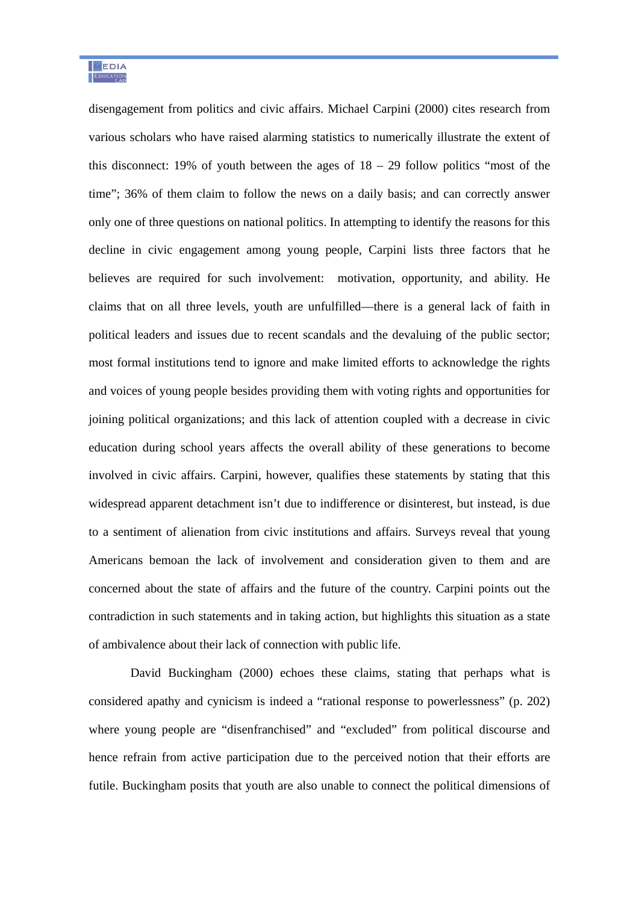disengagement from politics and civic affairs. Michael Carpini (2000) cites research from various scholars who have raised alarming statistics to numerically illustrate the extent of this disconnect: 19% of youth between the ages of 18 – 29 follow politics "most of the time"; 36% of them claim to follow the news on a daily basis; and can correctly answer only one of three questions on national politics. In attempting to identify the reasons for this decline in civic engagement among young people, Carpini lists three factors that he believes are required for such involvement: motivation, opportunity, and ability. He claims that on all three levels, youth are unfulfilled—there is a general lack of faith in political leaders and issues due to recent scandals and the devaluing of the public sector; most formal institutions tend to ignore and make limited efforts to acknowledge the rights and voices of young people besides providing them with voting rights and opportunities for joining political organizations; and this lack of attention coupled with a decrease in civic education during school years affects the overall ability of these generations to become involved in civic affairs. Carpini, however, qualifies these statements by stating that this widespread apparent detachment isn't due to indifference or disinterest, but instead, is due to a sentiment of alienation from civic institutions and affairs. Surveys reveal that young Americans bemoan the lack of involvement and consideration given to them and are concerned about the state of affairs and the future of the country. Carpini points out the contradiction in such statements and in taking action, but highlights this situation as a state of ambivalence about their lack of connection with public life.

David Buckingham (2000) echoes these claims, stating that perhaps what is considered apathy and cynicism is indeed a "rational response to powerlessness" (p. 202) where young people are "disenfranchised" and "excluded" from political discourse and hence refrain from active participation due to the perceived notion that their efforts are futile. Buckingham posits that youth are also unable to connect the political dimensions of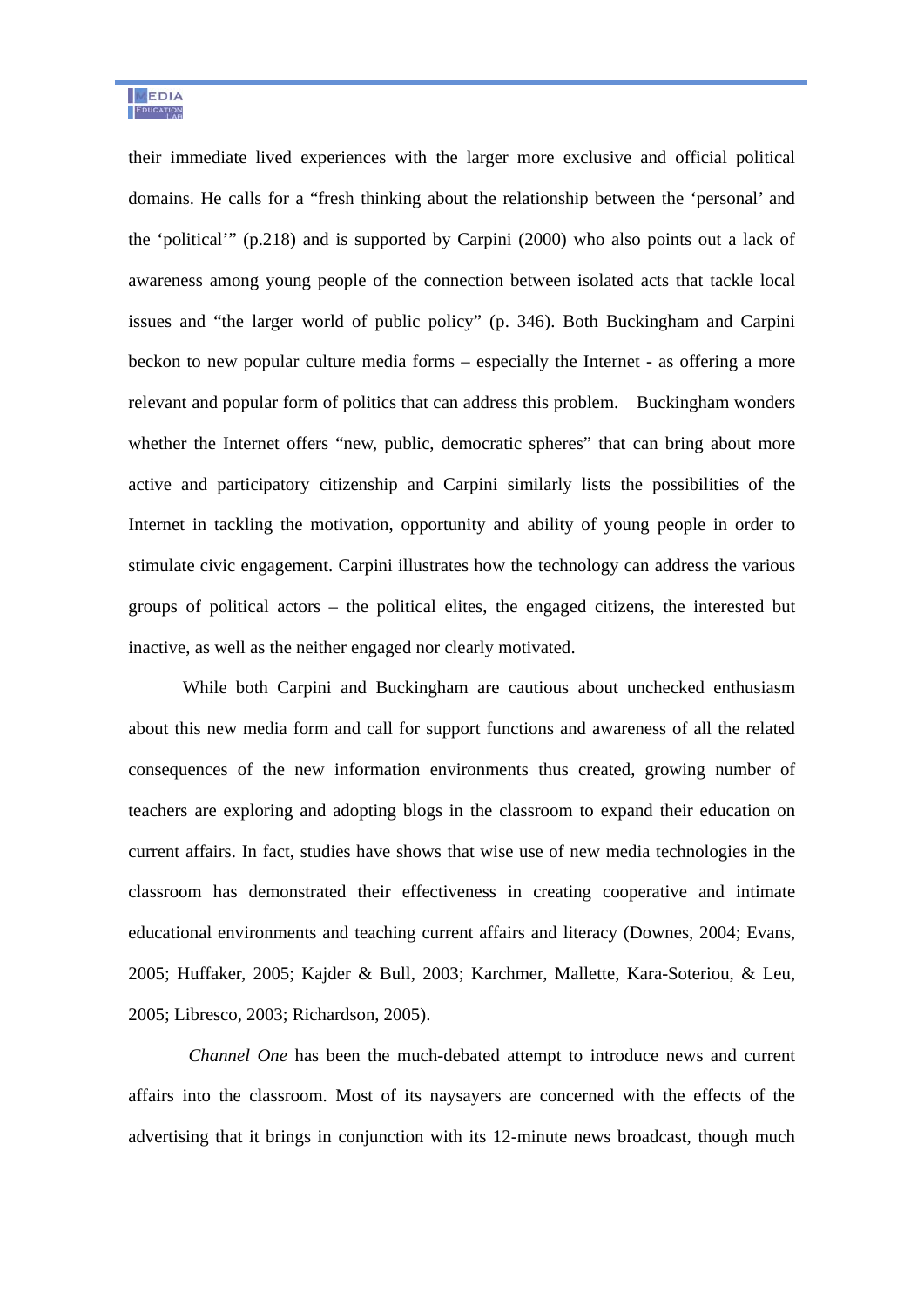their immediate lived experiences with the larger more exclusive and official political domains. He calls for a "fresh thinking about the relationship between the 'personal' and the 'political'" (p.218) and is supported by Carpini (2000) who also points out a lack of awareness among young people of the connection between isolated acts that tackle local issues and "the larger world of public policy" (p. 346). Both Buckingham and Carpini beckon to new popular culture media forms – especially the Internet - as offering a more relevant and popular form of politics that can address this problem. Buckingham wonders whether the Internet offers "new, public, democratic spheres" that can bring about more active and participatory citizenship and Carpini similarly lists the possibilities of the Internet in tackling the motivation, opportunity and ability of young people in order to stimulate civic engagement. Carpini illustrates how the technology can address the various groups of political actors – the political elites, the engaged citizens, the interested but inactive, as well as the neither engaged nor clearly motivated.

While both Carpini and Buckingham are cautious about unchecked enthusiasm about this new media form and call for support functions and awareness of all the related consequences of the new information environments thus created, growing number of teachers are exploring and adopting blogs in the classroom to expand their education on current affairs. In fact, studies have shows that wise use of new media technologies in the classroom has demonstrated their effectiveness in creating cooperative and intimate educational environments and teaching current affairs and literacy (Downes, 2004; Evans, 2005; Huffaker, 2005; Kajder & Bull, 2003; Karchmer, Mallette, Kara-Soteriou, & Leu, 2005; Libresco, 2003; Richardson, 2005).

*Channel One* has been the much-debated attempt to introduce news and current affairs into the classroom. Most of its naysayers are concerned with the effects of the advertising that it brings in conjunction with its 12-minute news broadcast, though much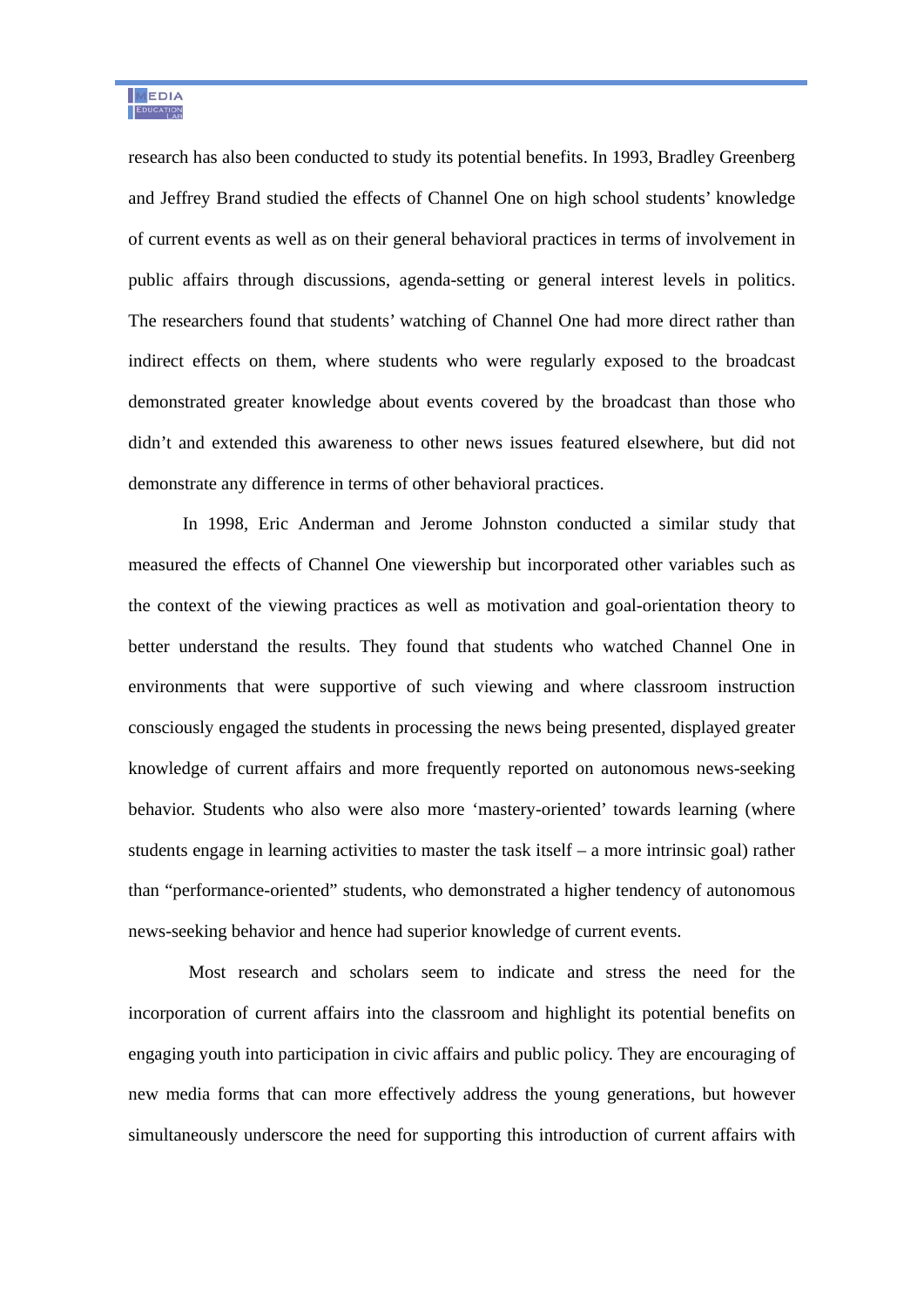research has also been conducted to study its potential benefits. In 1993, Bradley Greenberg and Jeffrey Brand studied the effects of Channel One on high school students' knowledge of current events as well as on their general behavioral practices in terms of involvement in public affairs through discussions, agenda-setting or general interest levels in politics. The researchers found that students' watching of Channel One had more direct rather than indirect effects on them, where students who were regularly exposed to the broadcast demonstrated greater knowledge about events covered by the broadcast than those who didn't and extended this awareness to other news issues featured elsewhere, but did not demonstrate any difference in terms of other behavioral practices.

In 1998, Eric Anderman and Jerome Johnston conducted a similar study that measured the effects of Channel One viewership but incorporated other variables such as the context of the viewing practices as well as motivation and goal-orientation theory to better understand the results. They found that students who watched Channel One in environments that were supportive of such viewing and where classroom instruction consciously engaged the students in processing the news being presented, displayed greater knowledge of current affairs and more frequently reported on autonomous news-seeking behavior. Students who also were also more 'mastery-oriented' towards learning (where students engage in learning activities to master the task itself – a more intrinsic goal) rather than "performance-oriented" students, who demonstrated a higher tendency of autonomous news-seeking behavior and hence had superior knowledge of current events.

Most research and scholars seem to indicate and stress the need for the incorporation of current affairs into the classroom and highlight its potential benefits on engaging youth into participation in civic affairs and public policy. They are encouraging of new media forms that can more effectively address the young generations, but however simultaneously underscore the need for supporting this introduction of current affairs with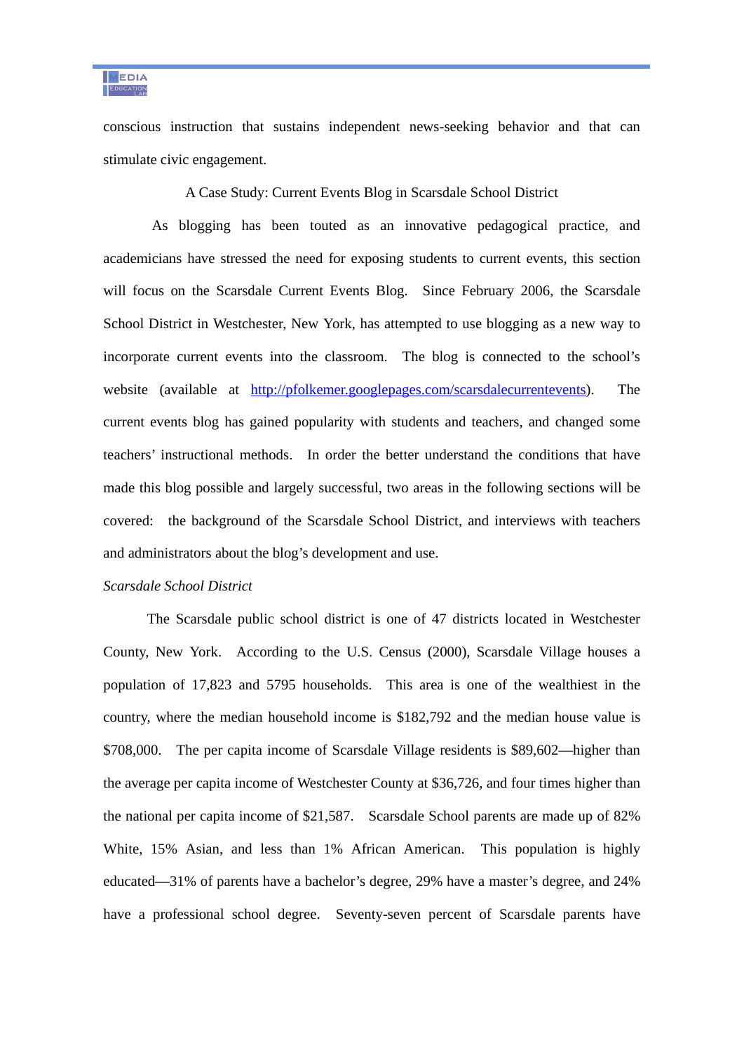conscious instruction that sustains independent news-seeking behavior and that can stimulate civic engagement.

## A Case Study: Current Events Blog in Scarsdale School District

As blogging has been touted as an innovative pedagogical practice, and academicians have stressed the need for exposing students to current events, this section will focus on the Scarsdale Current Events Blog. Since February 2006, the Scarsdale School District in Westchester, New York, has attempted to use blogging as a new way to incorporate current events into the classroom. The blog is connected to the school's website (available at http://pfolkemer.googlepages.com/scarsdalecurrentevents). The current events blog has gained popularity with students and teachers, and changed some teachers' instructional methods. In order the better understand the conditions that have made this blog possible and largely successful, two areas in the following sections will be covered: the background of the Scarsdale School District, and interviews with teachers and administrators about the blog's development and use.

### *Scarsdale School District*

The Scarsdale public school district is one of 47 districts located in Westchester County, New York. According to the U.S. Census (2000), Scarsdale Village houses a population of 17,823 and 5795 households. This area is one of the wealthiest in the country, where the median household income is $182,792 and the median house value is $708,000. The per capita income of Scarsdale Village residents is $89,602—higher than the average per capita income of Westchester County at $36,726, and four times higher than the national per capita income of $21,587. Scarsdale School parents are made up of 82% White, 15% Asian, and less than 1% African American. This population is highly educated—31% of parents have a bachelor's degree, 29% have a master's degree, and 24% have a professional school degree. Seventy-seven percent of Scarsdale parents have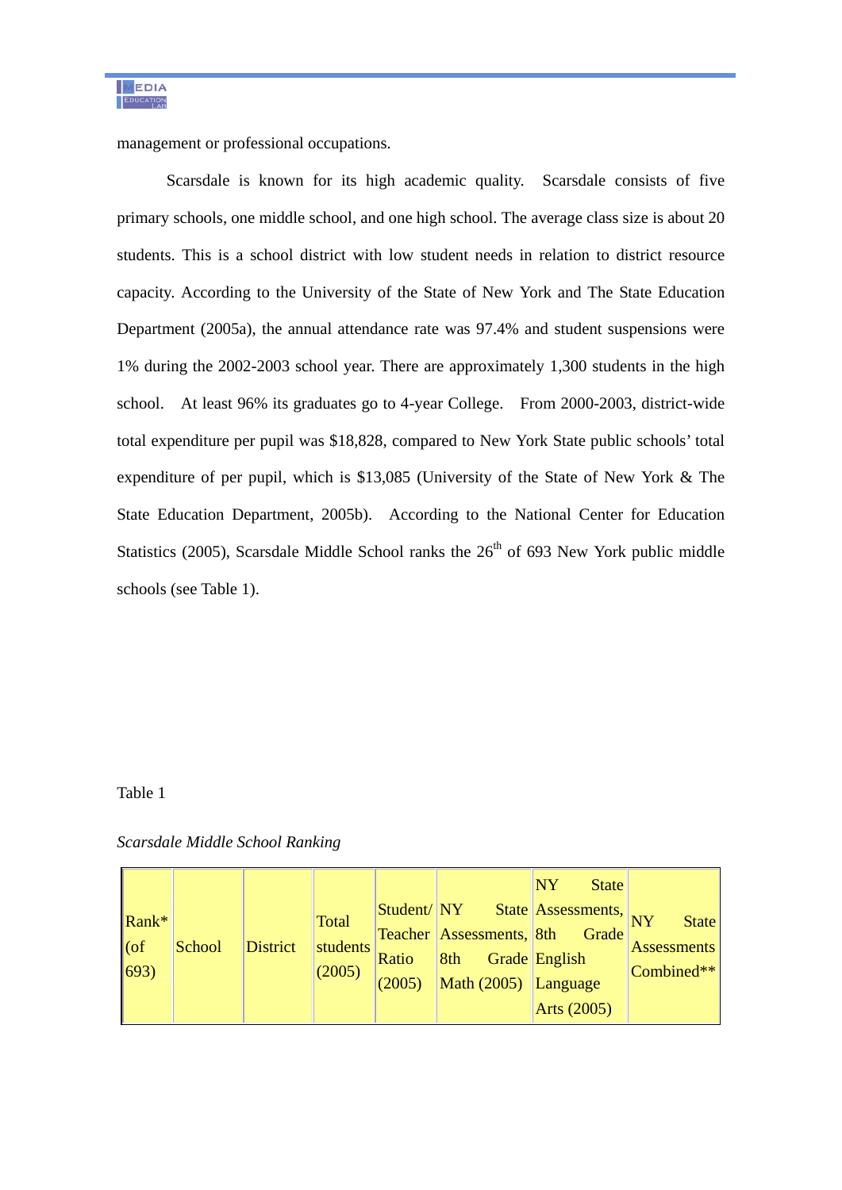management or professional occupations.

Scarsdale is known for its high academic quality. Scarsdale consists of five primary schools, one middle school, and one high school. The average class size is about 20 students. This is a school district with low student needs in relation to district resource capacity. According to the University of the State of New York and The State Education Department (2005a), the annual attendance rate was 97.4% and student suspensions were 1% during the 2002-2003 school year. There are approximately 1,300 students in the high school. At least 96% its graduates go to 4-year College. From 2000-2003, district-wide total expenditure per pupil was $18,828, compared to New York State public schools' total expenditure of per pupil, which is $13,085 (University of the State of New York & The State Education Department, 2005b). According to the National Center for Education Statistics (2005), Scarsdale Middle School ranks the 26th of 693 New York public middle schools (see Table 1).

Table 1

*Scarsdale Middle School Ranking*

| Rank* (of 693) | School | District | Total students (2005) | Student/ Teacher Ratio (2005) | NY State Assessments, 8th Grade Math (2005) | NY State Assessments, 8th Grade English Language Arts (2005) | NY State Assessments Combined** |
|---|---|---|---|---|---|---|---|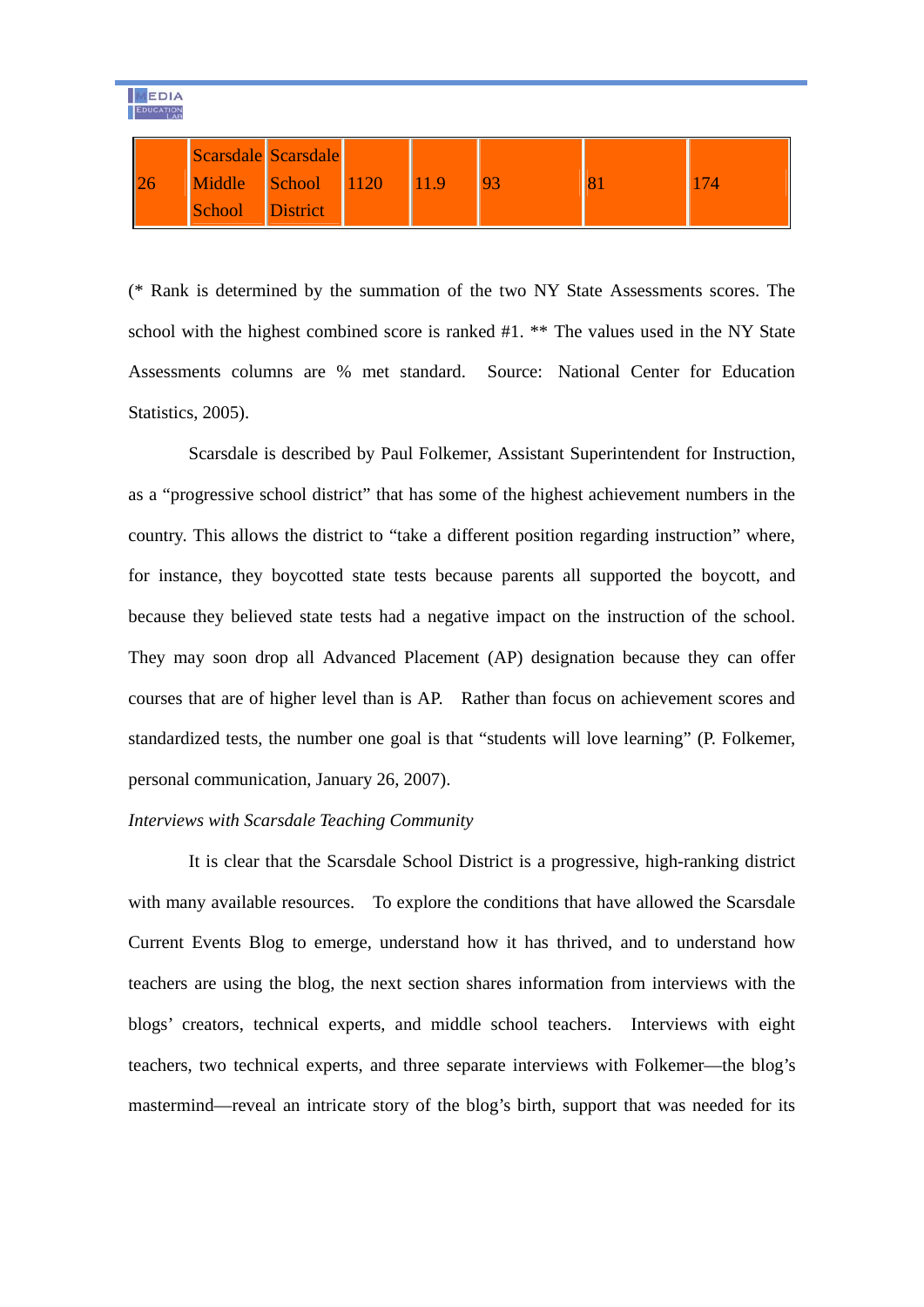| 26 | Scarsdale Middle School | Scarsdale School District | 1120 | 11.9 | 93 | 81 | 174 |
|---|---|---|---|---|---|---|---|

(* Rank is determined by the summation of the two NY State Assessments scores. The school with the highest combined score is ranked #1. ** The values used in the NY State Assessments columns are % met standard. Source: National Center for Education Statistics, 2005).

Scarsdale is described by Paul Folkemer, Assistant Superintendent for Instruction, as a "progressive school district" that has some of the highest achievement numbers in the country. This allows the district to "take a different position regarding instruction" where, for instance, they boycotted state tests because parents all supported the boycott, and because they believed state tests had a negative impact on the instruction of the school. They may soon drop all Advanced Placement (AP) designation because they can offer courses that are of higher level than is AP. Rather than focus on achievement scores and standardized tests, the number one goal is that "students will love learning" (P. Folkemer, personal communication, January 26, 2007).

*Interviews with Scarsdale Teaching Community*

It is clear that the Scarsdale School District is a progressive, high-ranking district with many available resources. To explore the conditions that have allowed the Scarsdale Current Events Blog to emerge, understand how it has thrived, and to understand how teachers are using the blog, the next section shares information from interviews with the blogs' creators, technical experts, and middle school teachers. Interviews with eight teachers, two technical experts, and three separate interviews with Folkemer—the blog's mastermind—reveal an intricate story of the blog's birth, support that was needed for its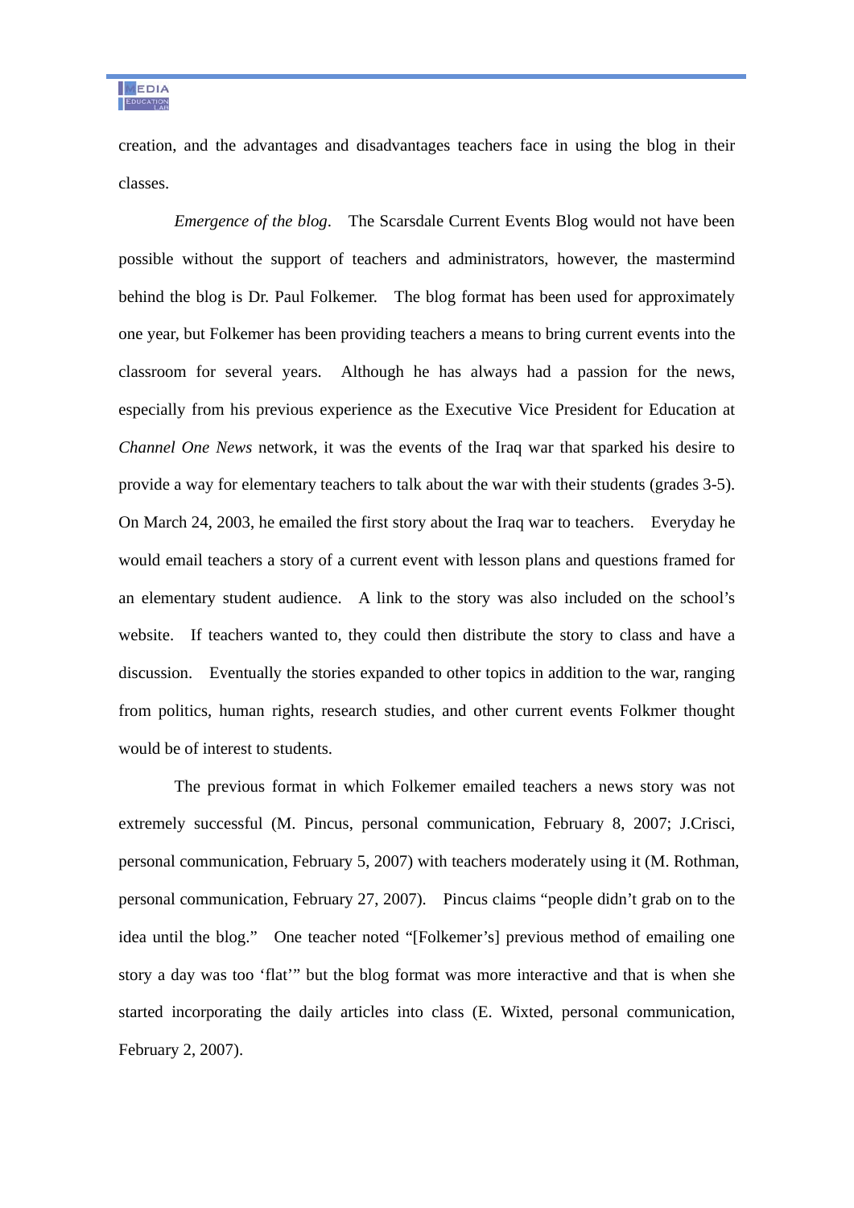creation, and the advantages and disadvantages teachers face in using the blog in their classes.

*Emergence of the blog*. The Scarsdale Current Events Blog would not have been possible without the support of teachers and administrators, however, the mastermind behind the blog is Dr. Paul Folkemer. The blog format has been used for approximately one year, but Folkemer has been providing teachers a means to bring current events into the classroom for several years. Although he has always had a passion for the news, especially from his previous experience as the Executive Vice President for Education at *Channel One News* network, it was the events of the Iraq war that sparked his desire to provide a way for elementary teachers to talk about the war with their students (grades 3-5). On March 24, 2003, he emailed the first story about the Iraq war to teachers. Everyday he would email teachers a story of a current event with lesson plans and questions framed for an elementary student audience. A link to the story was also included on the school's website. If teachers wanted to, they could then distribute the story to class and have a discussion. Eventually the stories expanded to other topics in addition to the war, ranging from politics, human rights, research studies, and other current events Folkmer thought would be of interest to students.

The previous format in which Folkemer emailed teachers a news story was not extremely successful (M. Pincus, personal communication, February 8, 2007; J.Crisci, personal communication, February 5, 2007) with teachers moderately using it (M. Rothman, personal communication, February 27, 2007). Pincus claims "people didn't grab on to the idea until the blog." One teacher noted "[Folkemer's] previous method of emailing one story a day was too 'flat'" but the blog format was more interactive and that is when she started incorporating the daily articles into class (E. Wixted, personal communication, February 2, 2007).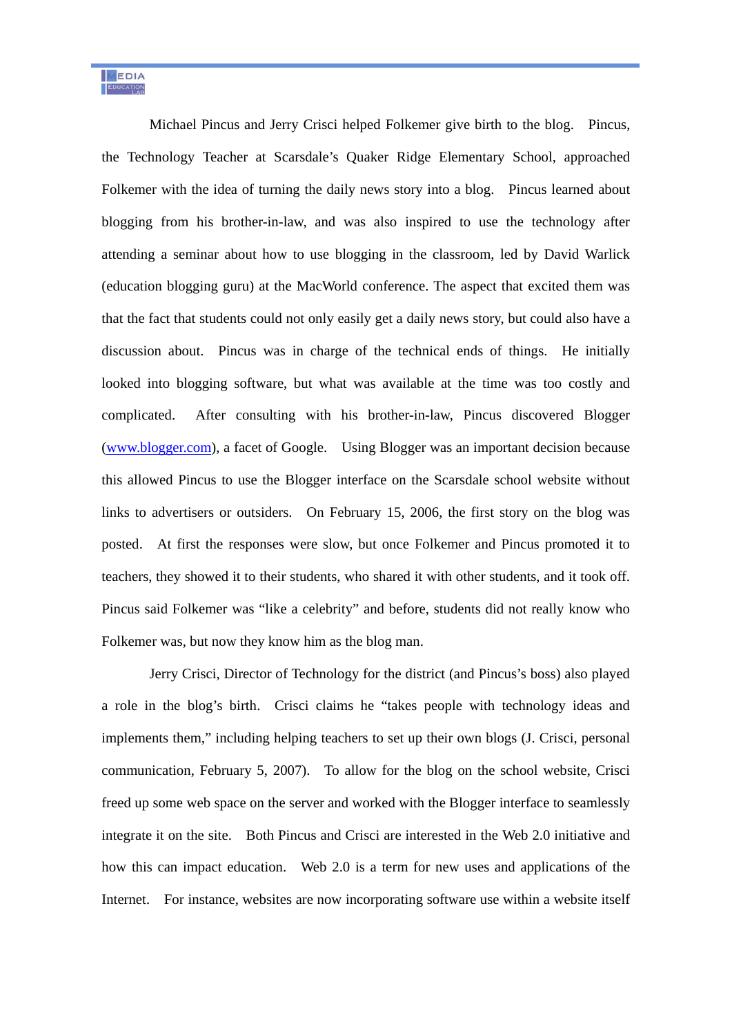Michael Pincus and Jerry Crisci helped Folkemer give birth to the blog. Pincus, the Technology Teacher at Scarsdale's Quaker Ridge Elementary School, approached Folkemer with the idea of turning the daily news story into a blog. Pincus learned about blogging from his brother-in-law, and was also inspired to use the technology after attending a seminar about how to use blogging in the classroom, led by David Warlick (education blogging guru) at the MacWorld conference. The aspect that excited them was that the fact that students could not only easily get a daily news story, but could also have a discussion about. Pincus was in charge of the technical ends of things. He initially looked into blogging software, but what was available at the time was too costly and complicated. After consulting with his brother-in-law, Pincus discovered Blogger (www.blogger.com), a facet of Google. Using Blogger was an important decision because this allowed Pincus to use the Blogger interface on the Scarsdale school website without links to advertisers or outsiders. On February 15, 2006, the first story on the blog was posted. At first the responses were slow, but once Folkemer and Pincus promoted it to teachers, they showed it to their students, who shared it with other students, and it took off. Pincus said Folkemer was "like a celebrity" and before, students did not really know who Folkemer was, but now they know him as the blog man.

Jerry Crisci, Director of Technology for the district (and Pincus's boss) also played a role in the blog's birth. Crisci claims he "takes people with technology ideas and implements them," including helping teachers to set up their own blogs (J. Crisci, personal communication, February 5, 2007). To allow for the blog on the school website, Crisci freed up some web space on the server and worked with the Blogger interface to seamlessly integrate it on the site. Both Pincus and Crisci are interested in the Web 2.0 initiative and how this can impact education. Web 2.0 is a term for new uses and applications of the Internet. For instance, websites are now incorporating software use within a website itself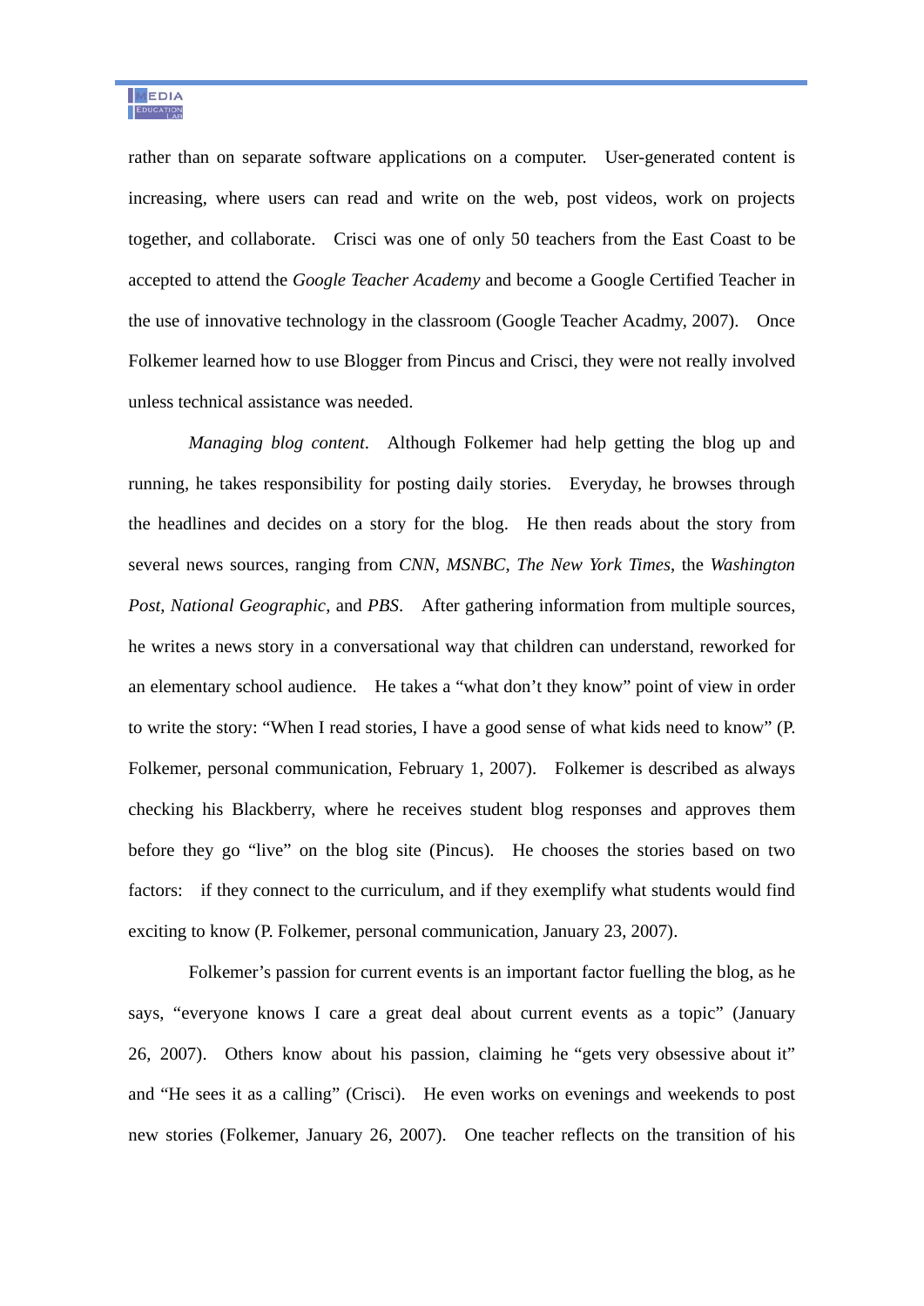rather than on separate software applications on a computer. User-generated content is increasing, where users can read and write on the web, post videos, work on projects together, and collaborate. Crisci was one of only 50 teachers from the East Coast to be accepted to attend the *Google Teacher Academy* and become a Google Certified Teacher in the use of innovative technology in the classroom (Google Teacher Acadmy, 2007). Once Folkemer learned how to use Blogger from Pincus and Crisci, they were not really involved unless technical assistance was needed.

*Managing blog content*. Although Folkemer had help getting the blog up and running, he takes responsibility for posting daily stories. Everyday, he browses through the headlines and decides on a story for the blog. He then reads about the story from several news sources, ranging from *CNN*, *MSNBC*, *The New York Times*, the *Washington Post*, *National Geographic*, and *PBS*. After gathering information from multiple sources, he writes a news story in a conversational way that children can understand, reworked for an elementary school audience. He takes a "what don't they know" point of view in order to write the story: "When I read stories, I have a good sense of what kids need to know" (P. Folkemer, personal communication, February 1, 2007). Folkemer is described as always checking his Blackberry, where he receives student blog responses and approves them before they go "live" on the blog site (Pincus). He chooses the stories based on two factors: if they connect to the curriculum, and if they exemplify what students would find exciting to know (P. Folkemer, personal communication, January 23, 2007).

Folkemer's passion for current events is an important factor fuelling the blog, as he says, "everyone knows I care a great deal about current events as a topic" (January 26, 2007). Others know about his passion, claiming he "gets very obsessive about it" and "He sees it as a calling" (Crisci). He even works on evenings and weekends to post new stories (Folkemer, January 26, 2007). One teacher reflects on the transition of his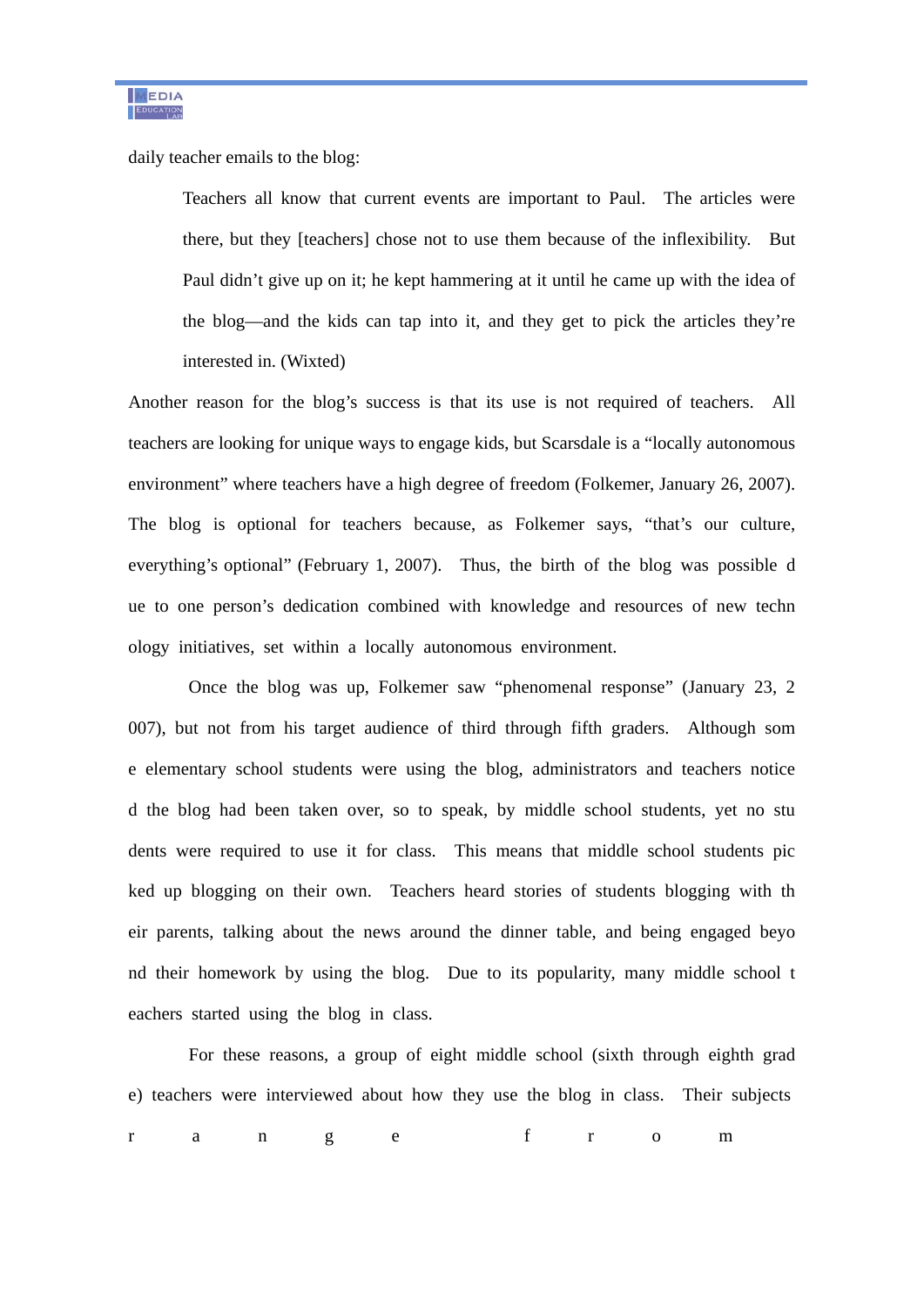daily teacher emails to the blog:

> Teachers all know that current events are important to Paul. The articles were there, but they [teachers] chose not to use them because of the inflexibility. But Paul didn't give up on it; he kept hammering at it until he came up with the idea of the blog—and the kids can tap into it, and they get to pick the articles they're interested in. (Wixted)

Another reason for the blog's success is that its use is not required of teachers. All teachers are looking for unique ways to engage kids, but Scarsdale is a "locally autonomous environment" where teachers have a high degree of freedom (Folkemer, January 26, 2007). The blog is optional for teachers because, as Folkemer says, "that's our culture, everything's optional" (February 1, 2007). Thus, the birth of the blog was possible due to one person's dedication combined with knowledge and resources of new technology initiatives, set within a locally autonomous environment.

Once the blog was up, Folkemer saw "phenomenal response" (January 23, 2007), but not from his target audience of third through fifth graders. Although some elementary school students were using the blog, administrators and teachers noticed the blog had been taken over, so to speak, by middle school students, yet no students were required to use it for class. This means that middle school students picked up blogging on their own. Teachers heard stories of students blogging with their parents, talking about the news around the dinner table, and being engaged beyond their homework by using the blog. Due to its popularity, many middle school teachers started using the blog in class.

For these reasons, a group of eight middle school (sixth through eighth grade) teachers were interviewed about how they use the blog in class. Their subjects range from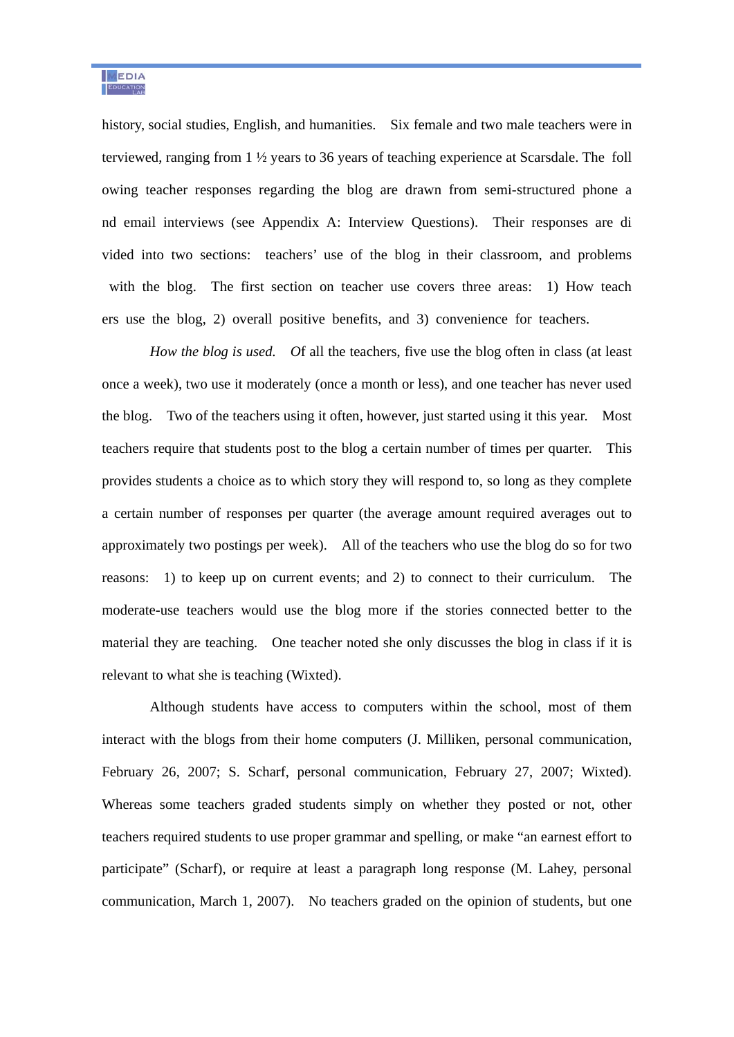history, social studies, English, and humanities. Six female and two male teachers were interviewed, ranging from 1 ½ years to 36 years of teaching experience at Scarsdale. The following teacher responses regarding the blog are drawn from semi-structured phone and email interviews (see Appendix A: Interview Questions). Their responses are divided into two sections: teachers' use of the blog in their classroom, and problems with the blog. The first section on teacher use covers three areas: 1) How teachers use the blog, 2) overall positive benefits, and 3) convenience for teachers.

*How the blog is used.* Of all the teachers, five use the blog often in class (at least once a week), two use it moderately (once a month or less), and one teacher has never used the blog. Two of the teachers using it often, however, just started using it this year. Most teachers require that students post to the blog a certain number of times per quarter. This provides students a choice as to which story they will respond to, so long as they complete a certain number of responses per quarter (the average amount required averages out to approximately two postings per week). All of the teachers who use the blog do so for two reasons: 1) to keep up on current events; and 2) to connect to their curriculum. The moderate-use teachers would use the blog more if the stories connected better to the material they are teaching. One teacher noted she only discusses the blog in class if it is relevant to what she is teaching (Wixted).

Although students have access to computers within the school, most of them interact with the blogs from their home computers (J. Milliken, personal communication, February 26, 2007; S. Scharf, personal communication, February 27, 2007; Wixted). Whereas some teachers graded students simply on whether they posted or not, other teachers required students to use proper grammar and spelling, or make "an earnest effort to participate" (Scharf), or require at least a paragraph long response (M. Lahey, personal communication, March 1, 2007). No teachers graded on the opinion of students, but one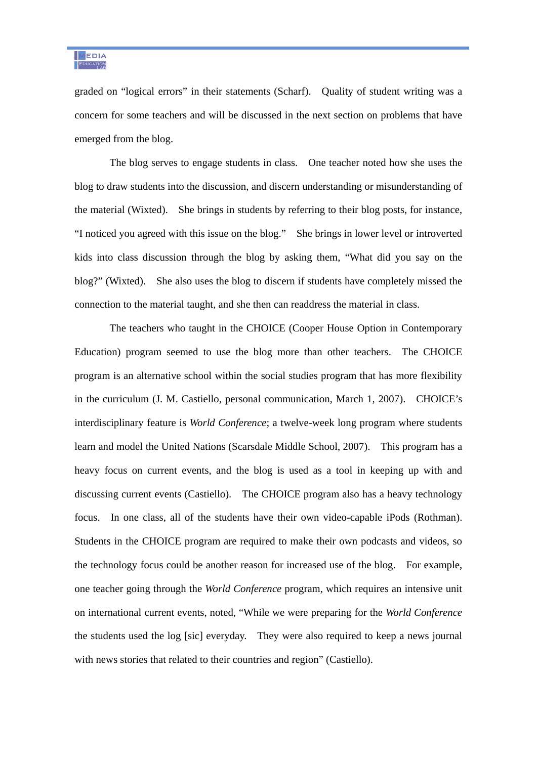graded on "logical errors" in their statements (Scharf). Quality of student writing was a concern for some teachers and will be discussed in the next section on problems that have emerged from the blog.

The blog serves to engage students in class. One teacher noted how she uses the blog to draw students into the discussion, and discern understanding or misunderstanding of the material (Wixted). She brings in students by referring to their blog posts, for instance, "I noticed you agreed with this issue on the blog." She brings in lower level or introverted kids into class discussion through the blog by asking them, "What did you say on the blog?" (Wixted). She also uses the blog to discern if students have completely missed the connection to the material taught, and she then can readdress the material in class.

The teachers who taught in the CHOICE (Cooper House Option in Contemporary Education) program seemed to use the blog more than other teachers. The CHOICE program is an alternative school within the social studies program that has more flexibility in the curriculum (J. M. Castiello, personal communication, March 1, 2007). CHOICE's interdisciplinary feature is *World Conference*; a twelve-week long program where students learn and model the United Nations (Scarsdale Middle School, 2007). This program has a heavy focus on current events, and the blog is used as a tool in keeping up with and discussing current events (Castiello). The CHOICE program also has a heavy technology focus. In one class, all of the students have their own video-capable iPods (Rothman). Students in the CHOICE program are required to make their own podcasts and videos, so the technology focus could be another reason for increased use of the blog. For example, one teacher going through the *World Conference* program, which requires an intensive unit on international current events, noted, "While we were preparing for the *World Conference* the students used the log [sic] everyday. They were also required to keep a news journal with news stories that related to their countries and region" (Castiello).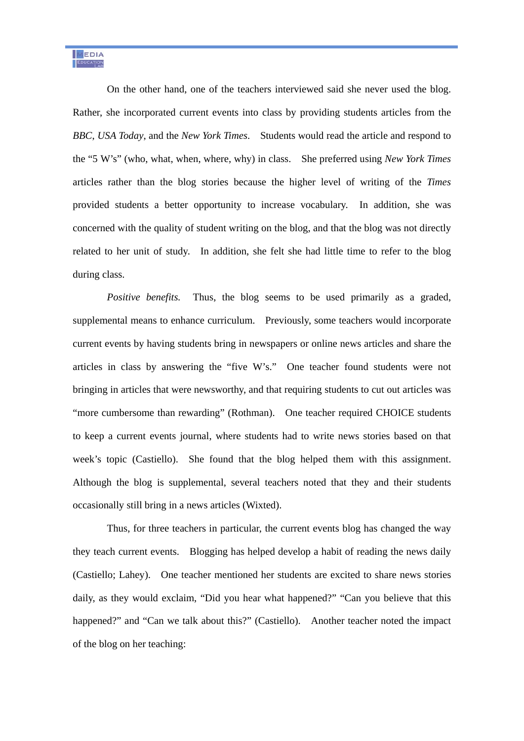On the other hand, one of the teachers interviewed said she never used the blog. Rather, she incorporated current events into class by providing students articles from the *BBC*, *USA Today*, and the *New York Times*. Students would read the article and respond to the "5 W's" (who, what, when, where, why) in class. She preferred using *New York Times* articles rather than the blog stories because the higher level of writing of the *Times* provided students a better opportunity to increase vocabulary. In addition, she was concerned with the quality of student writing on the blog, and that the blog was not directly related to her unit of study. In addition, she felt she had little time to refer to the blog during class.

*Positive benefits.* Thus, the blog seems to be used primarily as a graded, supplemental means to enhance curriculum. Previously, some teachers would incorporate current events by having students bring in newspapers or online news articles and share the articles in class by answering the "five W's." One teacher found students were not bringing in articles that were newsworthy, and that requiring students to cut out articles was "more cumbersome than rewarding" (Rothman). One teacher required CHOICE students to keep a current events journal, where students had to write news stories based on that week's topic (Castiello). She found that the blog helped them with this assignment. Although the blog is supplemental, several teachers noted that they and their students occasionally still bring in a news articles (Wixted).

Thus, for three teachers in particular, the current events blog has changed the way they teach current events. Blogging has helped develop a habit of reading the news daily (Castiello; Lahey). One teacher mentioned her students are excited to share news stories daily, as they would exclaim, "Did you hear what happened?" "Can you believe that this happened?" and "Can we talk about this?" (Castiello). Another teacher noted the impact of the blog on her teaching: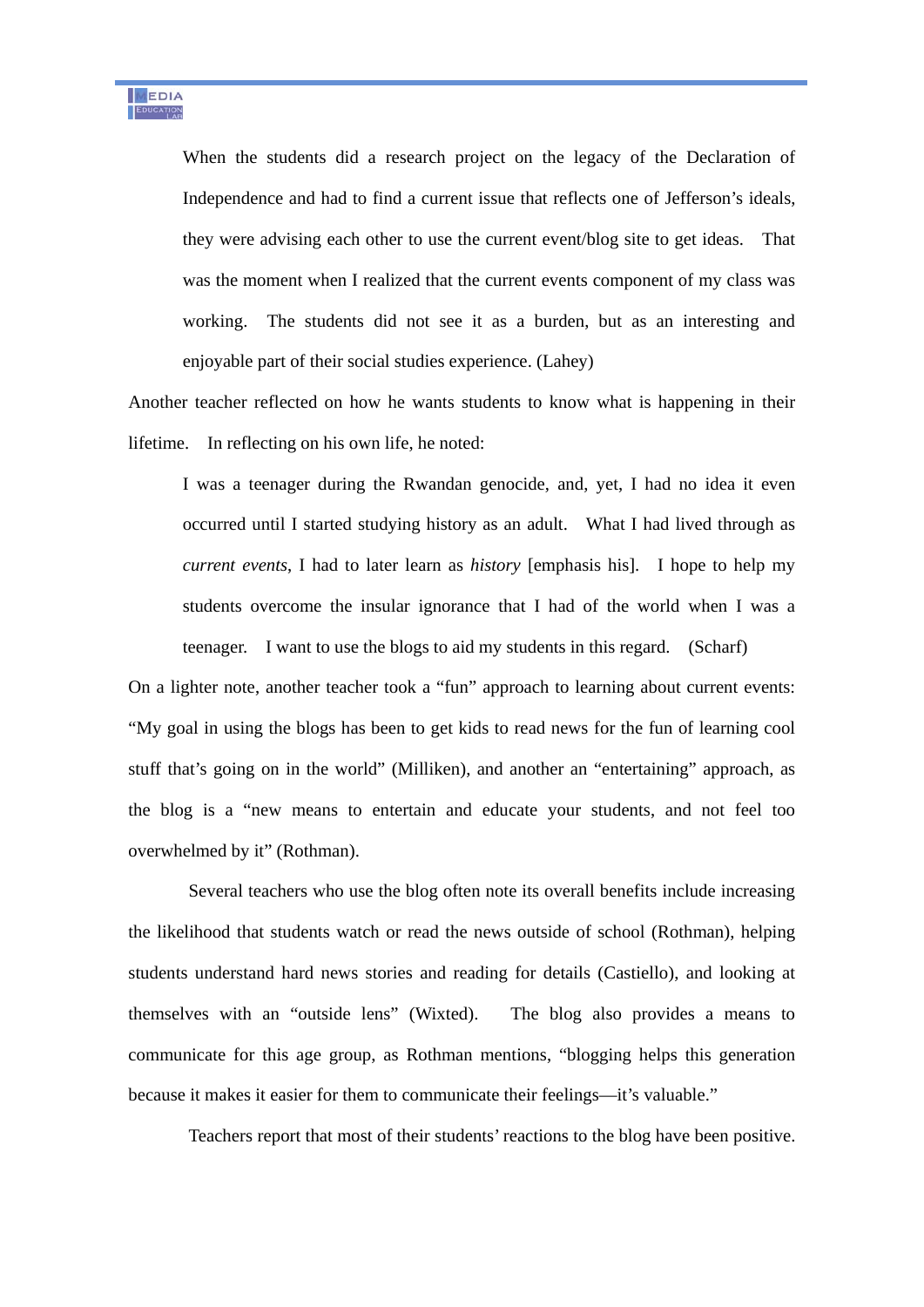> When the students did a research project on the legacy of the Declaration of Independence and had to find a current issue that reflects one of Jefferson's ideals, they were advising each other to use the current event/blog site to get ideas. That was the moment when I realized that the current events component of my class was working. The students did not see it as a burden, but as an interesting and enjoyable part of their social studies experience. (Lahey)

Another teacher reflected on how he wants students to know what is happening in their lifetime. In reflecting on his own life, he noted:

> I was a teenager during the Rwandan genocide, and, yet, I had no idea it even occurred until I started studying history as an adult. What I had lived through as *current events*, I had to later learn as *history* [emphasis his]. I hope to help my students overcome the insular ignorance that I had of the world when I was a teenager. I want to use the blogs to aid my students in this regard. (Scharf)

On a lighter note, another teacher took a "fun" approach to learning about current events: "My goal in using the blogs has been to get kids to read news for the fun of learning cool stuff that's going on in the world" (Milliken), and another an "entertaining" approach, as the blog is a "new means to entertain and educate your students, and not feel too overwhelmed by it" (Rothman).

Several teachers who use the blog often note its overall benefits include increasing the likelihood that students watch or read the news outside of school (Rothman), helping students understand hard news stories and reading for details (Castiello), and looking at themselves with an "outside lens" (Wixted). The blog also provides a means to communicate for this age group, as Rothman mentions, "blogging helps this generation because it makes it easier for them to communicate their feelings—it's valuable."

Teachers report that most of their students' reactions to the blog have been positive.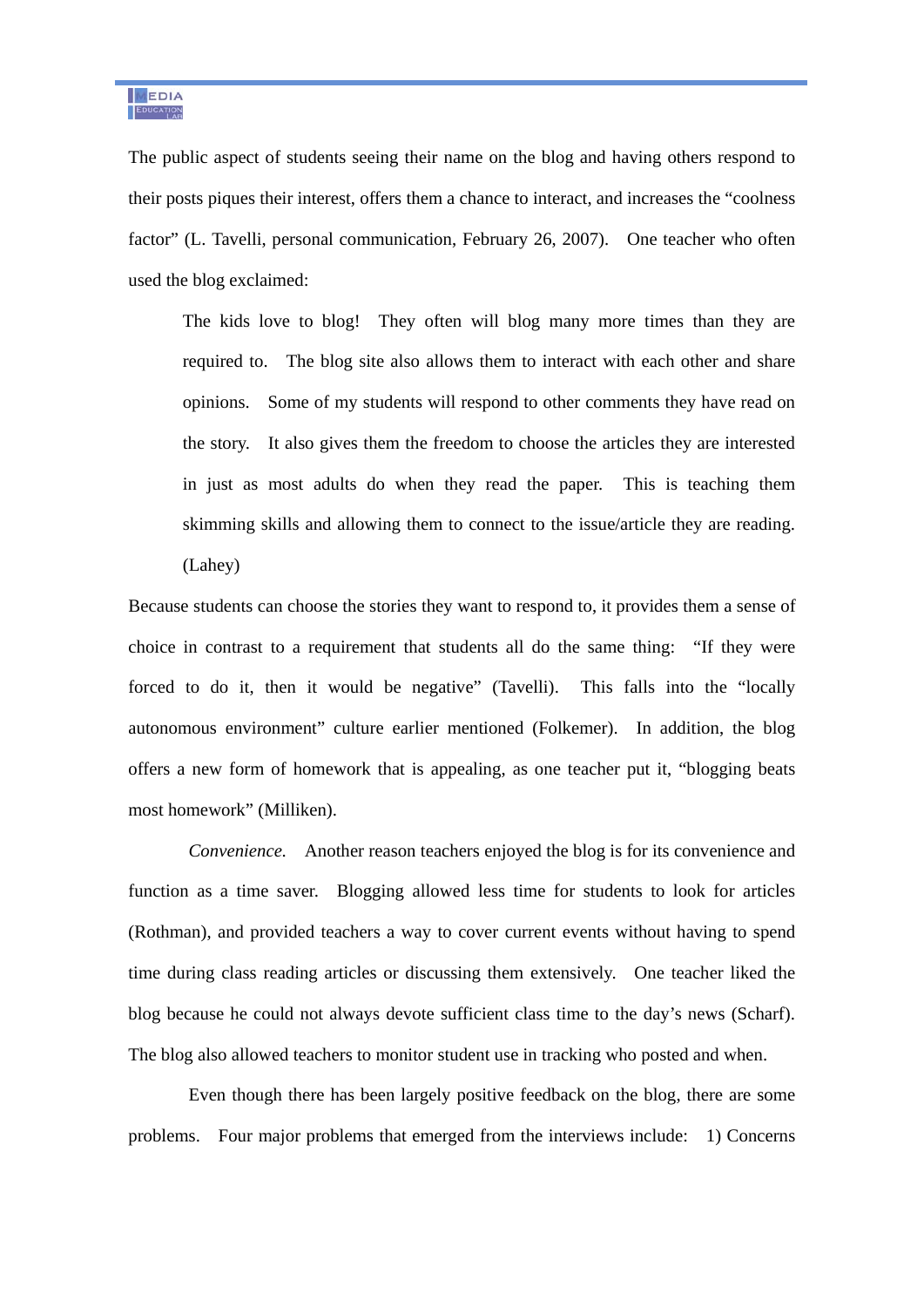The public aspect of students seeing their name on the blog and having others respond to their posts piques their interest, offers them a chance to interact, and increases the "coolness factor" (L. Tavelli, personal communication, February 26, 2007). One teacher who often used the blog exclaimed:

> The kids love to blog! They often will blog many more times than they are required to. The blog site also allows them to interact with each other and share opinions. Some of my students will respond to other comments they have read on the story. It also gives them the freedom to choose the articles they are interested in just as most adults do when they read the paper. This is teaching them skimming skills and allowing them to connect to the issue/article they are reading. (Lahey)

Because students can choose the stories they want to respond to, it provides them a sense of choice in contrast to a requirement that students all do the same thing: "If they were forced to do it, then it would be negative" (Tavelli). This falls into the "locally autonomous environment" culture earlier mentioned (Folkemer). In addition, the blog offers a new form of homework that is appealing, as one teacher put it, "blogging beats most homework" (Milliken).

*Convenience.* Another reason teachers enjoyed the blog is for its convenience and function as a time saver. Blogging allowed less time for students to look for articles (Rothman), and provided teachers a way to cover current events without having to spend time during class reading articles or discussing them extensively. One teacher liked the blog because he could not always devote sufficient class time to the day's news (Scharf). The blog also allowed teachers to monitor student use in tracking who posted and when.

Even though there has been largely positive feedback on the blog, there are some problems. Four major problems that emerged from the interviews include: 1) Concerns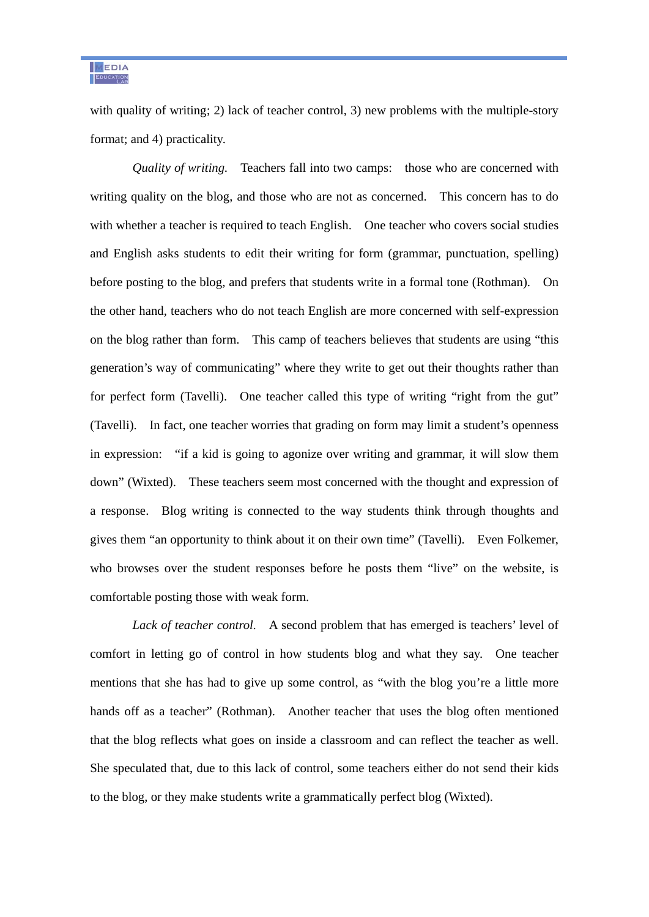with quality of writing; 2) lack of teacher control, 3) new problems with the multiple-story format; and 4) practicality.

*Quality of writing.* Teachers fall into two camps: those who are concerned with writing quality on the blog, and those who are not as concerned. This concern has to do with whether a teacher is required to teach English. One teacher who covers social studies and English asks students to edit their writing for form (grammar, punctuation, spelling) before posting to the blog, and prefers that students write in a formal tone (Rothman). On the other hand, teachers who do not teach English are more concerned with self-expression on the blog rather than form. This camp of teachers believes that students are using "this generation's way of communicating" where they write to get out their thoughts rather than for perfect form (Tavelli). One teacher called this type of writing "right from the gut" (Tavelli). In fact, one teacher worries that grading on form may limit a student's openness in expression: "if a kid is going to agonize over writing and grammar, it will slow them down" (Wixted). These teachers seem most concerned with the thought and expression of a response. Blog writing is connected to the way students think through thoughts and gives them "an opportunity to think about it on their own time" (Tavelli). Even Folkemer, who browses over the student responses before he posts them "live" on the website, is comfortable posting those with weak form.

*Lack of teacher control.* A second problem that has emerged is teachers' level of comfort in letting go of control in how students blog and what they say. One teacher mentions that she has had to give up some control, as "with the blog you're a little more hands off as a teacher" (Rothman). Another teacher that uses the blog often mentioned that the blog reflects what goes on inside a classroom and can reflect the teacher as well. She speculated that, due to this lack of control, some teachers either do not send their kids to the blog, or they make students write a grammatically perfect blog (Wixted).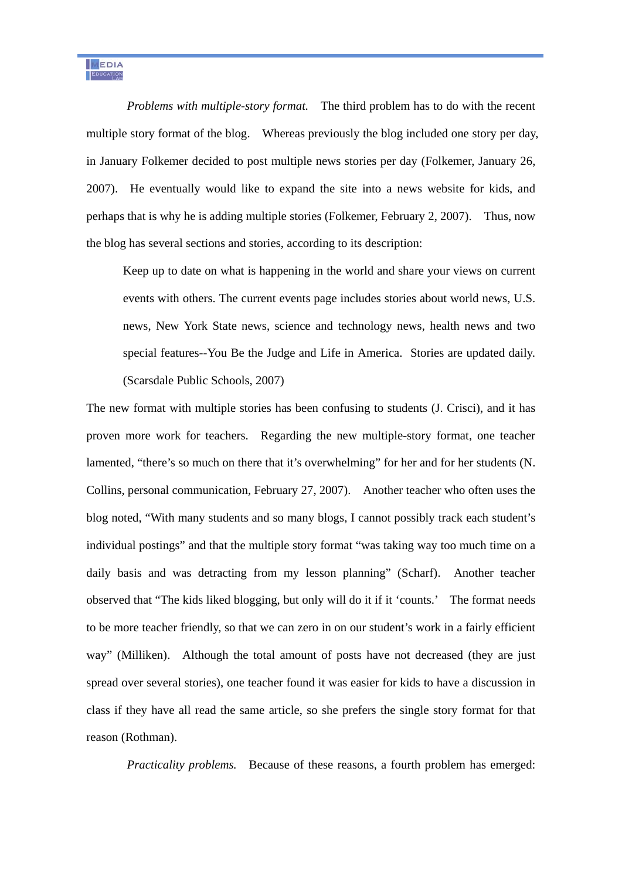*Problems with multiple-story format.* The third problem has to do with the recent multiple story format of the blog. Whereas previously the blog included one story per day, in January Folkemer decided to post multiple news stories per day (Folkemer, January 26, 2007). He eventually would like to expand the site into a news website for kids, and perhaps that is why he is adding multiple stories (Folkemer, February 2, 2007). Thus, now the blog has several sections and stories, according to its description:

> Keep up to date on what is happening in the world and share your views on current events with others. The current events page includes stories about world news, U.S. news, New York State news, science and technology news, health news and two special features--You Be the Judge and Life in America. Stories are updated daily. (Scarsdale Public Schools, 2007)

The new format with multiple stories has been confusing to students (J. Crisci), and it has proven more work for teachers. Regarding the new multiple-story format, one teacher lamented, “there’s so much on there that it’s overwhelming” for her and for her students (N. Collins, personal communication, February 27, 2007). Another teacher who often uses the blog noted, “With many students and so many blogs, I cannot possibly track each student’s individual postings” and that the multiple story format “was taking way too much time on a daily basis and was detracting from my lesson planning” (Scharf). Another teacher observed that “The kids liked blogging, but only will do it if it ‘counts.’ The format needs to be more teacher friendly, so that we can zero in on our student’s work in a fairly efficient way” (Milliken). Although the total amount of posts have not decreased (they are just spread over several stories), one teacher found it was easier for kids to have a discussion in class if they have all read the same article, so she prefers the single story format for that reason (Rothman).

*Practicality problems.* Because of these reasons, a fourth problem has emerged: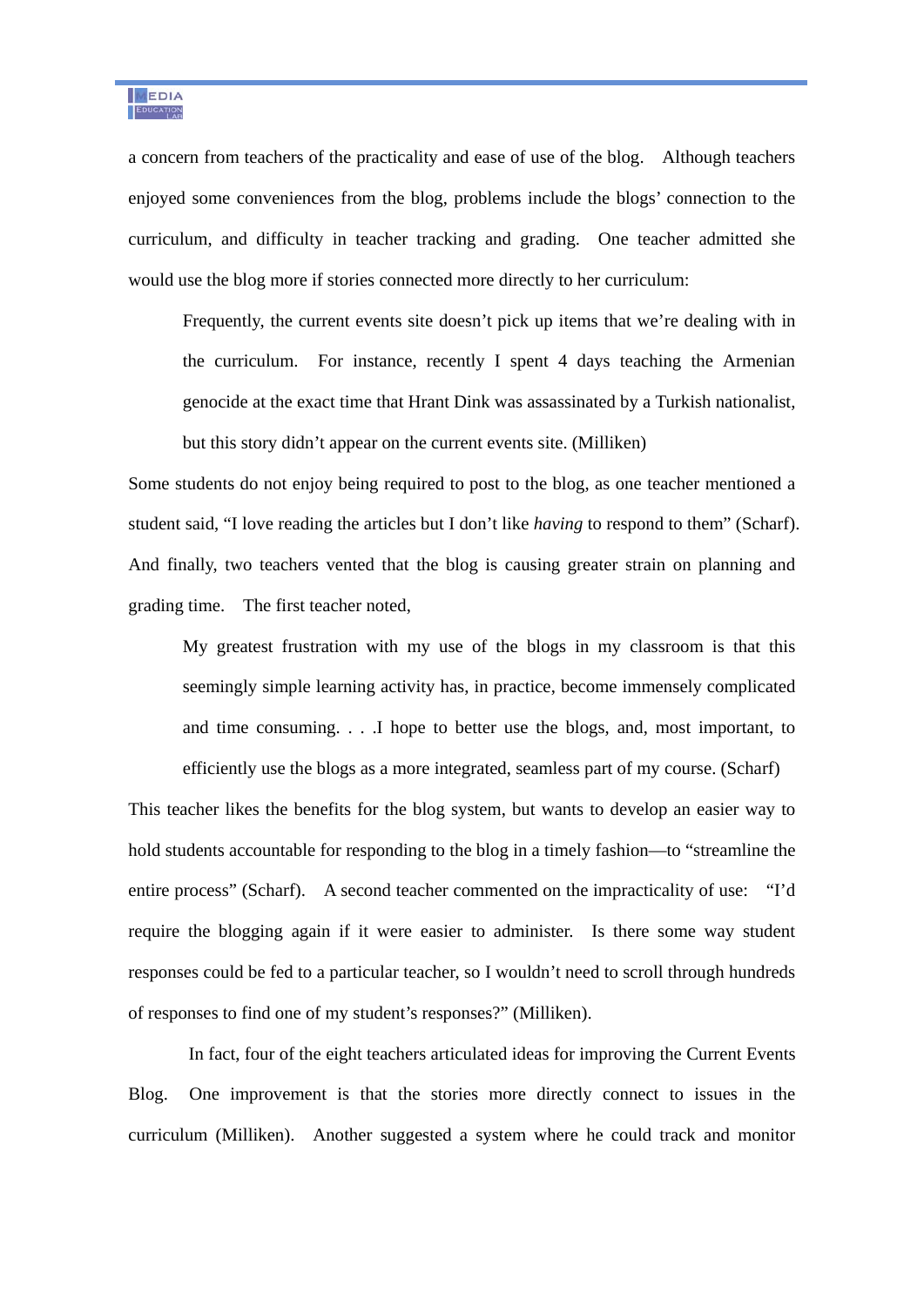a concern from teachers of the practicality and ease of use of the blog. Although teachers enjoyed some conveniences from the blog, problems include the blogs' connection to the curriculum, and difficulty in teacher tracking and grading. One teacher admitted she would use the blog more if stories connected more directly to her curriculum:

> Frequently, the current events site doesn't pick up items that we're dealing with in the curriculum. For instance, recently I spent 4 days teaching the Armenian genocide at the exact time that Hrant Dink was assassinated by a Turkish nationalist, but this story didn't appear on the current events site. (Milliken)

Some students do not enjoy being required to post to the blog, as one teacher mentioned a student said, "I love reading the articles but I don't like *having* to respond to them" (Scharf). And finally, two teachers vented that the blog is causing greater strain on planning and grading time. The first teacher noted,

> My greatest frustration with my use of the blogs in my classroom is that this seemingly simple learning activity has, in practice, become immensely complicated and time consuming. . . .I hope to better use the blogs, and, most important, to efficiently use the blogs as a more integrated, seamless part of my course. (Scharf)

This teacher likes the benefits for the blog system, but wants to develop an easier way to hold students accountable for responding to the blog in a timely fashion—to "streamline the entire process" (Scharf). A second teacher commented on the impracticality of use: "I'd require the blogging again if it were easier to administer. Is there some way student responses could be fed to a particular teacher, so I wouldn't need to scroll through hundreds of responses to find one of my student's responses?" (Milliken).

In fact, four of the eight teachers articulated ideas for improving the Current Events Blog. One improvement is that the stories more directly connect to issues in the curriculum (Milliken). Another suggested a system where he could track and monitor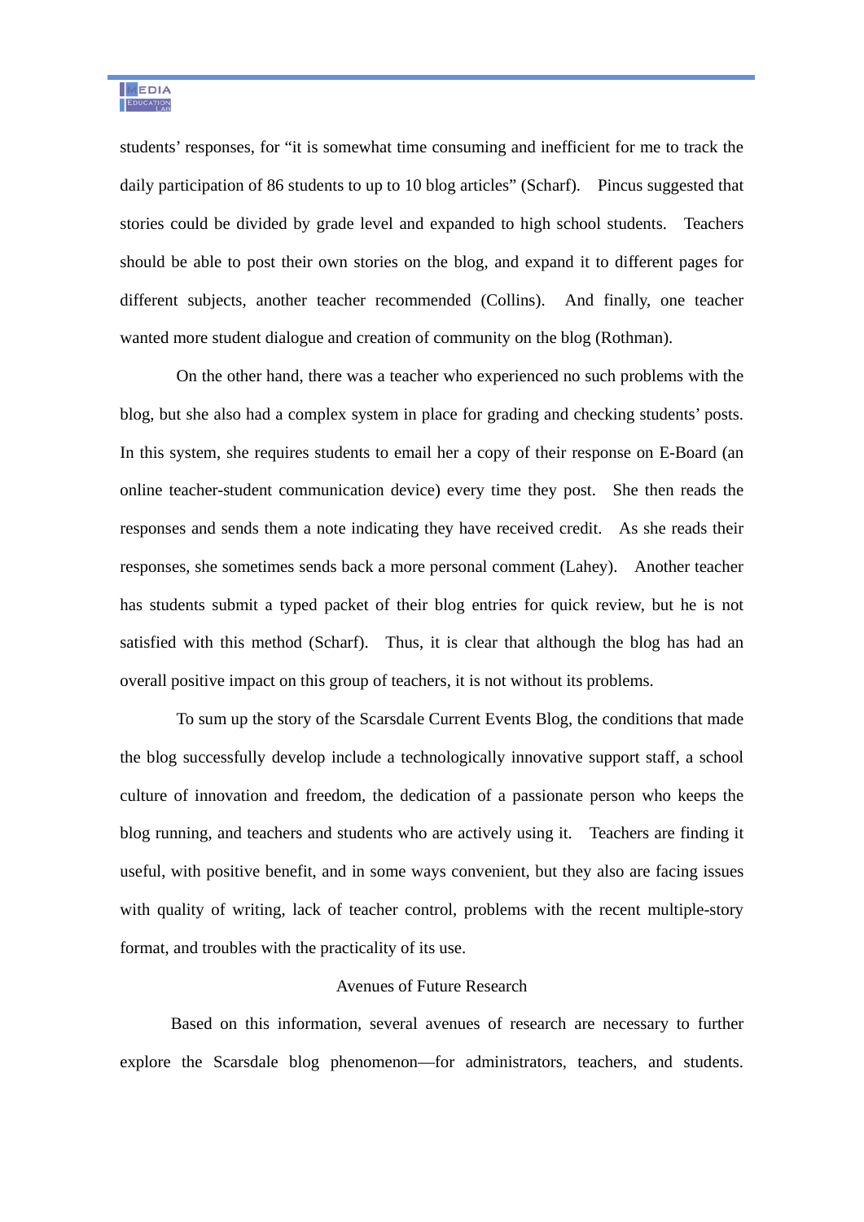students' responses, for "it is somewhat time consuming and inefficient for me to track the daily participation of 86 students to up to 10 blog articles" (Scharf). Pincus suggested that stories could be divided by grade level and expanded to high school students. Teachers should be able to post their own stories on the blog, and expand it to different pages for different subjects, another teacher recommended (Collins). And finally, one teacher wanted more student dialogue and creation of community on the blog (Rothman).

On the other hand, there was a teacher who experienced no such problems with the blog, but she also had a complex system in place for grading and checking students' posts. In this system, she requires students to email her a copy of their response on E-Board (an online teacher-student communication device) every time they post. She then reads the responses and sends them a note indicating they have received credit. As she reads their responses, she sometimes sends back a more personal comment (Lahey). Another teacher has students submit a typed packet of their blog entries for quick review, but he is not satisfied with this method (Scharf). Thus, it is clear that although the blog has had an overall positive impact on this group of teachers, it is not without its problems.

To sum up the story of the Scarsdale Current Events Blog, the conditions that made the blog successfully develop include a technologically innovative support staff, a school culture of innovation and freedom, the dedication of a passionate person who keeps the blog running, and teachers and students who are actively using it. Teachers are finding it useful, with positive benefit, and in some ways convenient, but they also are facing issues with quality of writing, lack of teacher control, problems with the recent multiple-story format, and troubles with the practicality of its use.

## Avenues of Future Research

Based on this information, several avenues of research are necessary to further explore the Scarsdale blog phenomenon—for administrators, teachers, and students.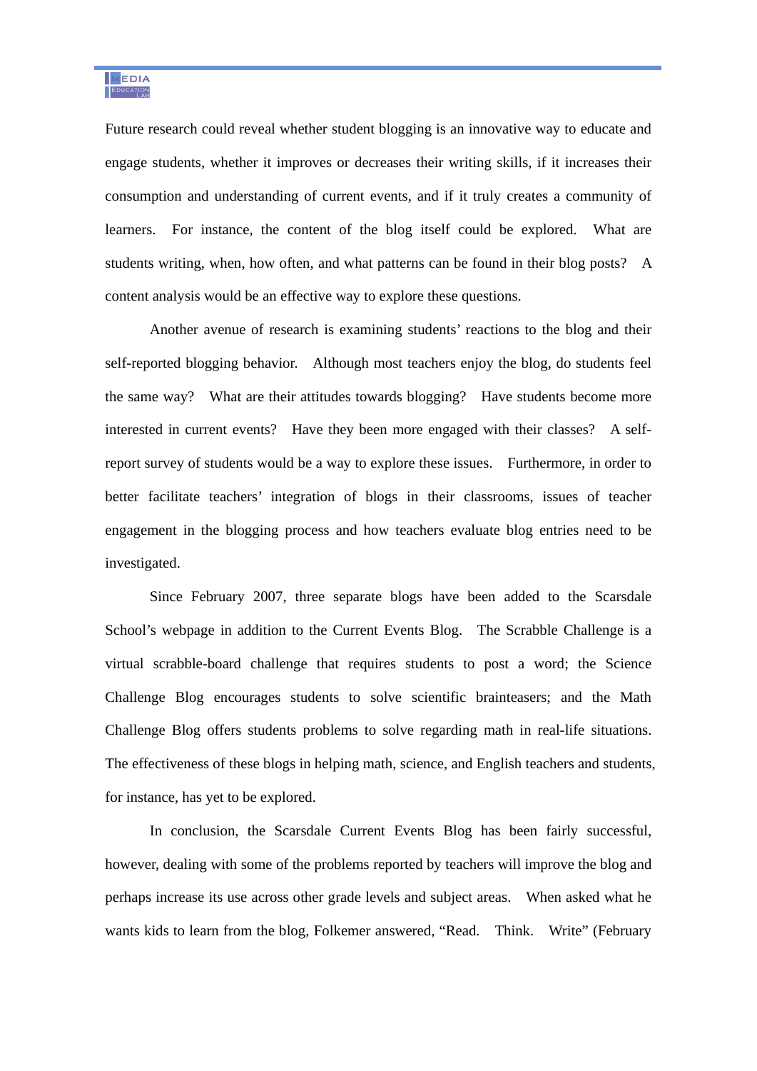Future research could reveal whether student blogging is an innovative way to educate and engage students, whether it improves or decreases their writing skills, if it increases their consumption and understanding of current events, and if it truly creates a community of learners. For instance, the content of the blog itself could be explored. What are students writing, when, how often, and what patterns can be found in their blog posts? A content analysis would be an effective way to explore these questions.

Another avenue of research is examining students' reactions to the blog and their self-reported blogging behavior. Although most teachers enjoy the blog, do students feel the same way? What are their attitudes towards blogging? Have students become more interested in current events? Have they been more engaged with their classes? A self-report survey of students would be a way to explore these issues. Furthermore, in order to better facilitate teachers' integration of blogs in their classrooms, issues of teacher engagement in the blogging process and how teachers evaluate blog entries need to be investigated.

Since February 2007, three separate blogs have been added to the Scarsdale School's webpage in addition to the Current Events Blog. The Scrabble Challenge is a virtual scrabble-board challenge that requires students to post a word; the Science Challenge Blog encourages students to solve scientific brainteasers; and the Math Challenge Blog offers students problems to solve regarding math in real-life situations. The effectiveness of these blogs in helping math, science, and English teachers and students, for instance, has yet to be explored.

In conclusion, the Scarsdale Current Events Blog has been fairly successful, however, dealing with some of the problems reported by teachers will improve the blog and perhaps increase its use across other grade levels and subject areas. When asked what he wants kids to learn from the blog, Folkemer answered, "Read. Think. Write" (February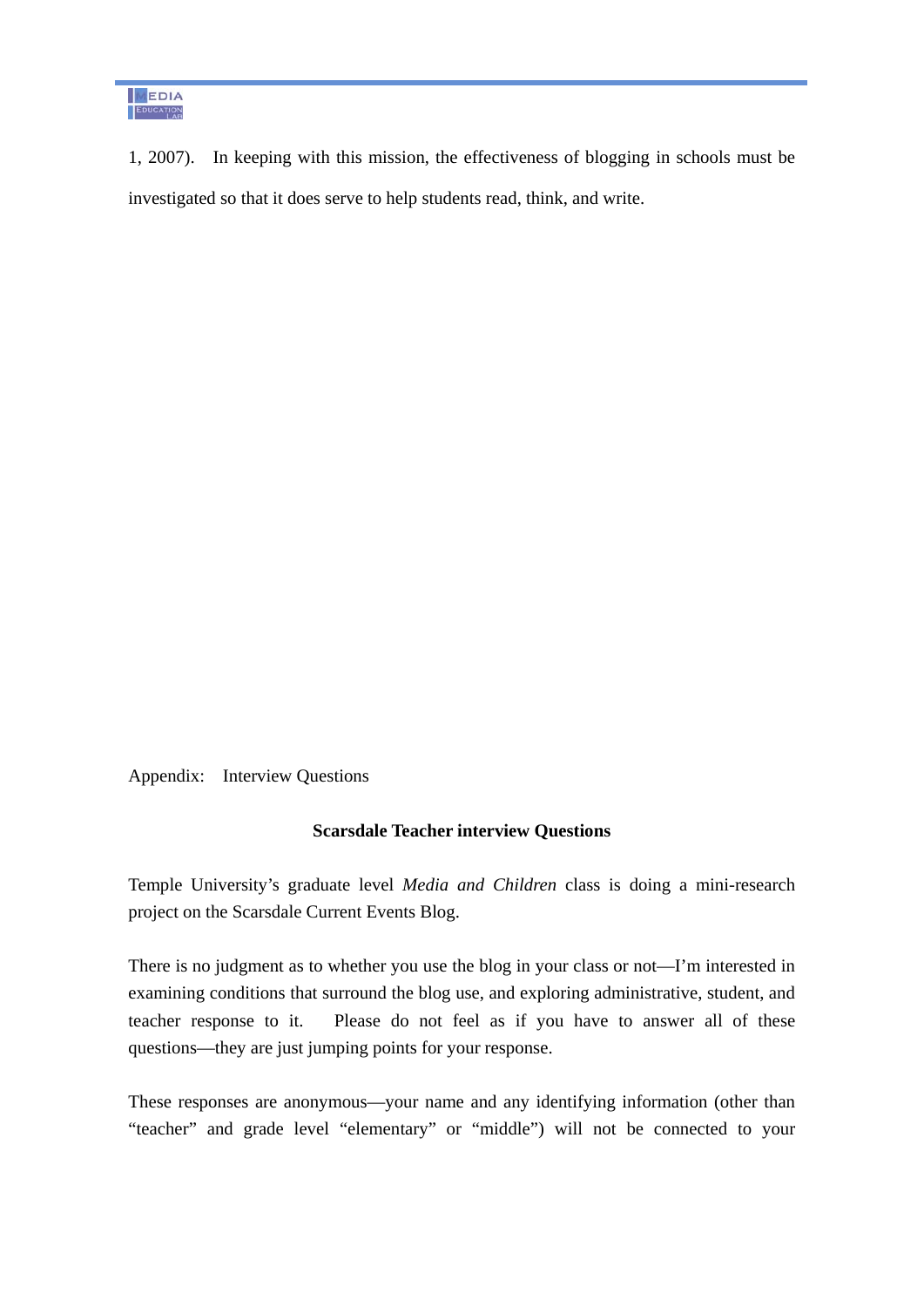1, 2007). In keeping with this mission, the effectiveness of blogging in schools must be investigated so that it does serve to help students read, think, and write.

Appendix: Interview Questions

**Scarsdale Teacher interview Questions**

Temple University's graduate level *Media and Children* class is doing a mini-research project on the Scarsdale Current Events Blog.

There is no judgment as to whether you use the blog in your class or not—I'm interested in examining conditions that surround the blog use, and exploring administrative, student, and teacher response to it. Please do not feel as if you have to answer all of these questions—they are just jumping points for your response.

These responses are anonymous—your name and any identifying information (other than "teacher" and grade level "elementary" or "middle") will not be connected to your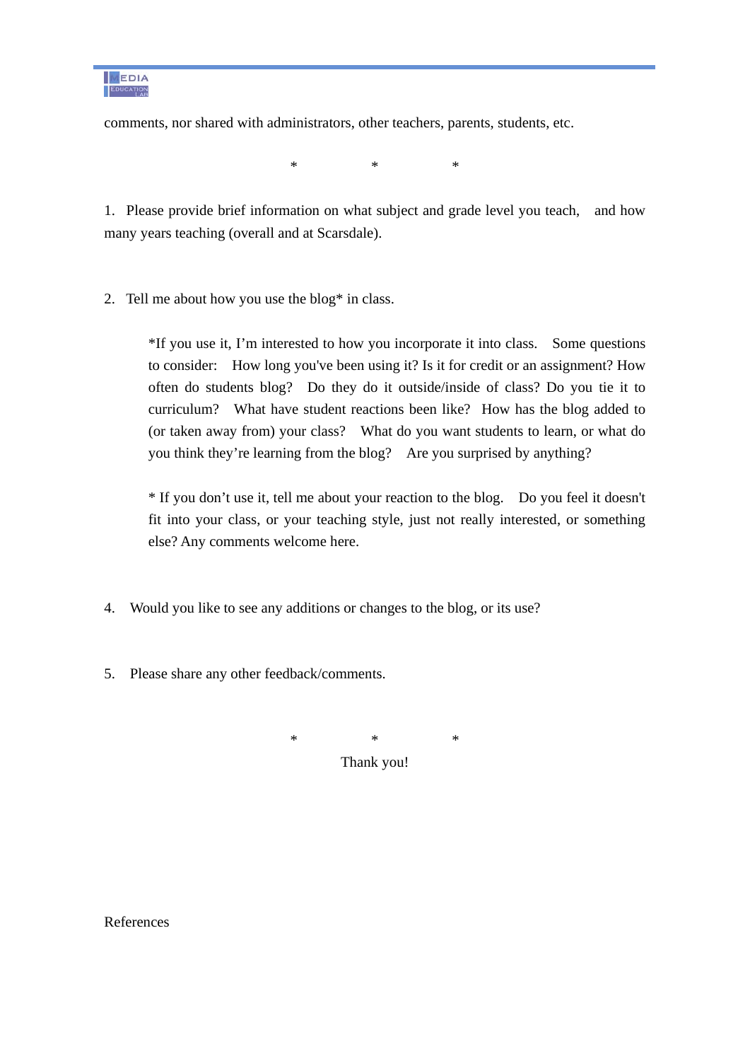comments, nor shared with administrators, other teachers, parents, students, etc.

\*　　　　\*　　　　\*

1. Please provide brief information on what subject and grade level you teach, and how many years teaching (overall and at Scarsdale).

2. Tell me about how you use the blog* in class.

   *If you use it, I'm interested to how you incorporate it into class. Some questions to consider: How long you've been using it? Is it for credit or an assignment? How often do students blog? Do they do it outside/inside of class? Do you tie it to curriculum? What have student reactions been like? How has the blog added to (or taken away from) your class? What do you want students to learn, or what do you think they're learning from the blog? Are you surprised by anything?

   \* If you don't use it, tell me about your reaction to the blog. Do you feel it doesn't fit into your class, or your teaching style, just not really interested, or something else? Any comments welcome here.

4. Would you like to see any additions or changes to the blog, or its use?

5. Please share any other feedback/comments.

\*　　　　\*　　　　\*

Thank you!

References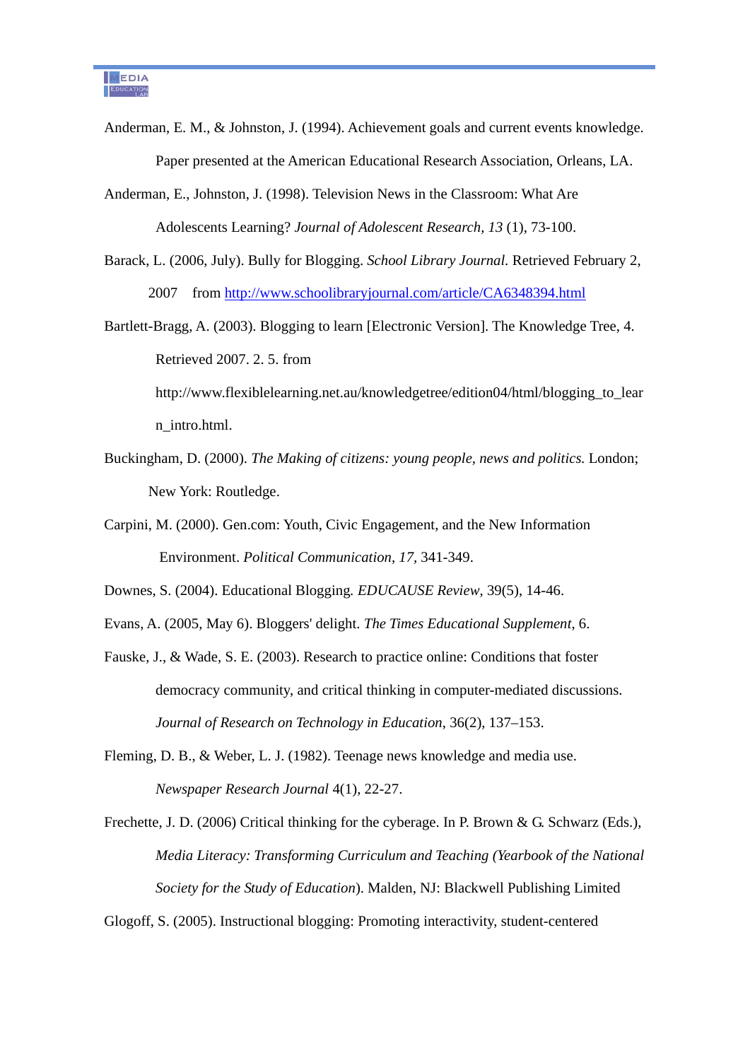Anderman, E. M., & Johnston, J. (1994). Achievement goals and current events knowledge. Paper presented at the American Educational Research Association, Orleans, LA.

Anderman, E., Johnston, J. (1998). Television News in the Classroom: What Are Adolescents Learning? *Journal of Adolescent Research, 13* (1), 73-100.

Barack, L. (2006, July). Bully for Blogging. *School Library Journal.* Retrieved February 2, 2007 from http://www.schoollibraryjournal.com/article/CA6348394.html

Bartlett-Bragg, A. (2003). Blogging to learn [Electronic Version]. The Knowledge Tree, 4. Retrieved 2007. 2. 5. from http://www.flexiblelearning.net.au/knowledgetree/edition04/html/blogging_to_learn_intro.html.

Buckingham, D. (2000). *The Making of citizens: young people, news and politics.* London; New York: Routledge.

Carpini, M. (2000). Gen.com: Youth, Civic Engagement, and the New Information Environment. *Political Communication, 17,* 341-349.

Downes, S. (2004). Educational Blogging. *EDUCAUSE Review*, 39(5), 14-46.

Evans, A. (2005, May 6). Bloggers' delight. *The Times Educational Supplement*, 6.

Fauske, J., & Wade, S. E. (2003). Research to practice online: Conditions that foster democracy community, and critical thinking in computer-mediated discussions. *Journal of Research on Technology in Education*, 36(2), 137–153.

Fleming, D. B., & Weber, L. J. (1982). Teenage news knowledge and media use. *Newspaper Research Journal* 4(1), 22-27.

Frechette, J. D. (2006) Critical thinking for the cyberage. In P. Brown & G. Schwarz (Eds.), *Media Literacy: Transforming Curriculum and Teaching (Yearbook of the National Society for the Study of Education*). Malden, NJ: Blackwell Publishing Limited

Glogoff, S. (2005). Instructional blogging: Promoting interactivity, student-centered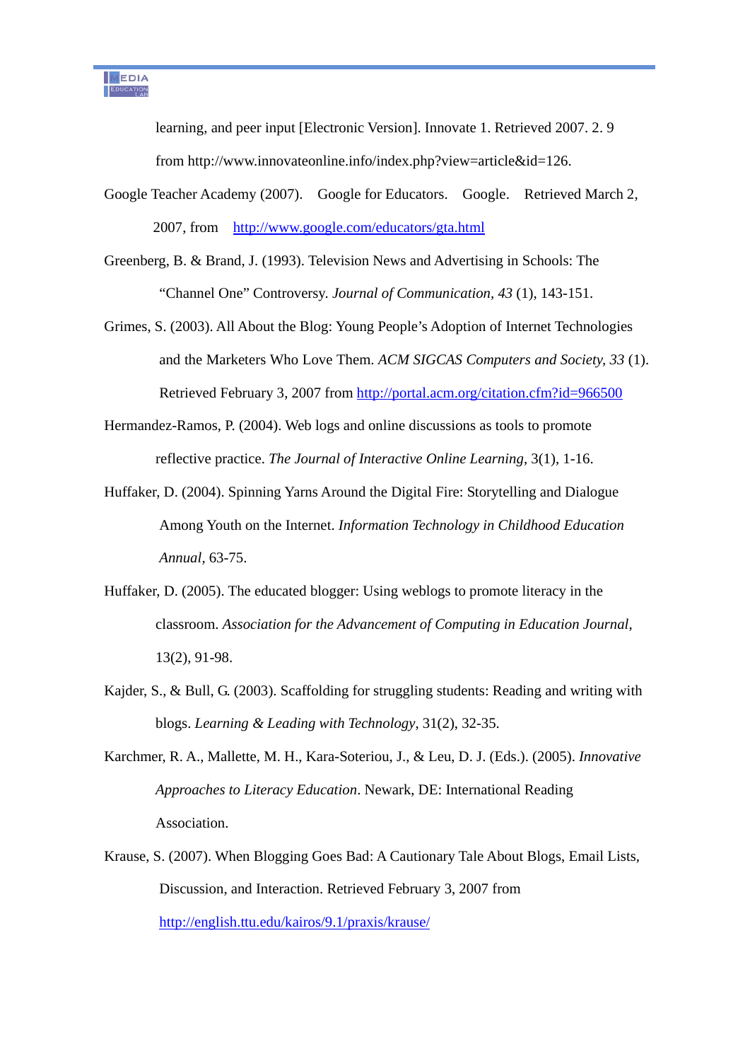learning, and peer input [Electronic Version]. Innovate 1. Retrieved 2007. 2. 9 from http://www.innovateonline.info/index.php?view=article&id=126.

Google Teacher Academy (2007). Google for Educators. Google. Retrieved March 2, 2007, from http://www.google.com/educators/gta.html

Greenberg, B. & Brand, J. (1993). Television News and Advertising in Schools: The "Channel One" Controversy. *Journal of Communication*, *43* (1), 143-151.

Grimes, S. (2003). All About the Blog: Young People's Adoption of Internet Technologies and the Marketers Who Love Them. *ACM SIGCAS Computers and Society, 33* (1). Retrieved February 3, 2007 from http://portal.acm.org/citation.cfm?id=966500

Hermandez-Ramos, P. (2004). Web logs and online discussions as tools to promote reflective practice. *The Journal of Interactive Online Learning*, 3(1), 1-16.

Huffaker, D. (2004). Spinning Yarns Around the Digital Fire: Storytelling and Dialogue Among Youth on the Internet. *Information Technology in Childhood Education Annual*, 63-75.

Huffaker, D. (2005). The educated blogger: Using weblogs to promote literacy in the classroom. *Association for the Advancement of Computing in Education Journal*, 13(2), 91-98.

Kajder, S., & Bull, G. (2003). Scaffolding for struggling students: Reading and writing with blogs. *Learning & Leading with Technology*, 31(2), 32-35.

Karchmer, R. A., Mallette, M. H., Kara-Soteriou, J., & Leu, D. J. (Eds.). (2005). *Innovative Approaches to Literacy Education*. Newark, DE: International Reading Association.

Krause, S. (2007). When Blogging Goes Bad: A Cautionary Tale About Blogs, Email Lists, Discussion, and Interaction. Retrieved February 3, 2007 from http://english.ttu.edu/kairos/9.1/praxis/krause/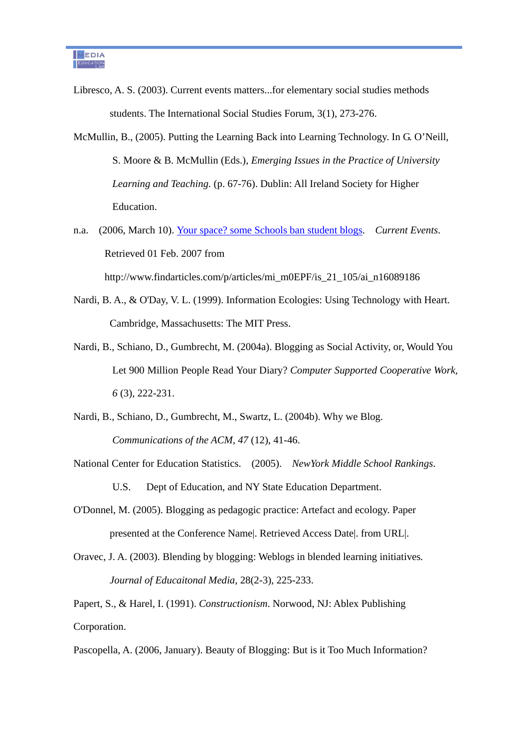Libresco, A. S. (2003). Current events matters...for elementary social studies methods students. The International Social Studies Forum, 3(1), 273-276.

McMullin, B., (2005). Putting the Learning Back into Learning Technology. In G. O'Neill, S. Moore & B. McMullin (Eds.), *Emerging Issues in the Practice of University Learning and Teaching.* (p. 67-76). Dublin: All Ireland Society for Higher Education.

n.a. (2006, March 10). Your space? some Schools ban student blogs. *Current Events*. Retrieved 01 Feb. 2007 from http://www.findarticles.com/p/articles/mi_m0EPF/is_21_105/ai_n16089186

Nardi, B. A., & O'Day, V. L. (1999). Information Ecologies: Using Technology with Heart. Cambridge, Massachusetts: The MIT Press.

Nardi, B., Schiano, D., Gumbrecht, M. (2004a). Blogging as Social Activity, or, Would You Let 900 Million People Read Your Diary? *Computer Supported Cooperative Work, 6* (3), 222-231.

Nardi, B., Schiano, D., Gumbrecht, M., Swartz, L. (2004b). Why we Blog. *Communications of the ACM, 47* (12), 41-46.

National Center for Education Statistics. (2005). *NewYork Middle School Rankings*. U.S. Dept of Education, and NY State Education Department.

O'Donnel, M. (2005). Blogging as pedagogic practice: Artefact and ecology. Paper presented at the Conference Name|. Retrieved Access Date|. from URL|.

Oravec, J. A. (2003). Blending by blogging: Weblogs in blended learning initiatives. *Journal of Educaitonal Media*, 28(2-3), 225-233.

Papert, S., & Harel, I. (1991). *Constructionism*. Norwood, NJ: Ablex Publishing Corporation.

Pascopella, A. (2006, January). Beauty of Blogging: But is it Too Much Information?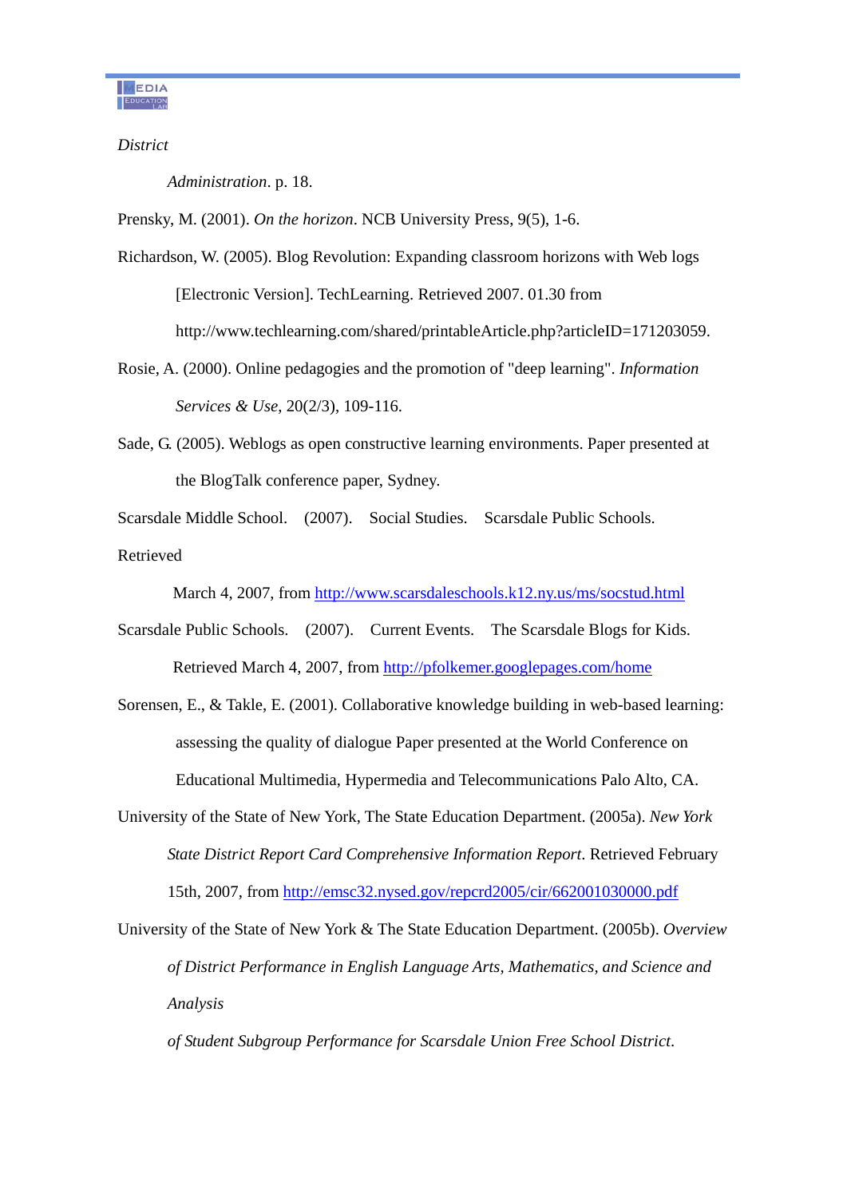*District*

*Administration*. p. 18.

Prensky, M. (2001). *On the horizon*. NCB University Press, 9(5), 1-6.

Richardson, W. (2005). Blog Revolution: Expanding classroom horizons with Web logs [Electronic Version]. TechLearning. Retrieved 2007. 01.30 from http://www.techlearning.com/shared/printableArticle.php?articleID=171203059.

Rosie, A. (2000). Online pedagogies and the promotion of "deep learning". *Information Services & Use*, 20(2/3), 109-116.

Sade, G. (2005). Weblogs as open constructive learning environments. Paper presented at the BlogTalk conference paper, Sydney.

Scarsdale Middle School. (2007). Social Studies. Scarsdale Public Schools.

Retrieved

March 4, 2007, from http://www.scarsdaleschools.k12.ny.us/ms/socstud.html

Scarsdale Public Schools. (2007). Current Events. The Scarsdale Blogs for Kids. Retrieved March 4, 2007, from http://pfolkemer.googlepages.com/home

Sorensen, E., & Takle, E. (2001). Collaborative knowledge building in web-based learning: assessing the quality of dialogue Paper presented at the World Conference on Educational Multimedia, Hypermedia and Telecommunications Palo Alto, CA.

University of the State of New York, The State Education Department. (2005a). *New York State District Report Card Comprehensive Information Report*. Retrieved February 15th, 2007, from http://emsc32.nysed.gov/repcrd2005/cir/662001030000.pdf

University of the State of New York & The State Education Department. (2005b). *Overview of District Performance in English Language Arts, Mathematics, and Science and Analysis*

*of Student Subgroup Performance for Scarsdale Union Free School District*.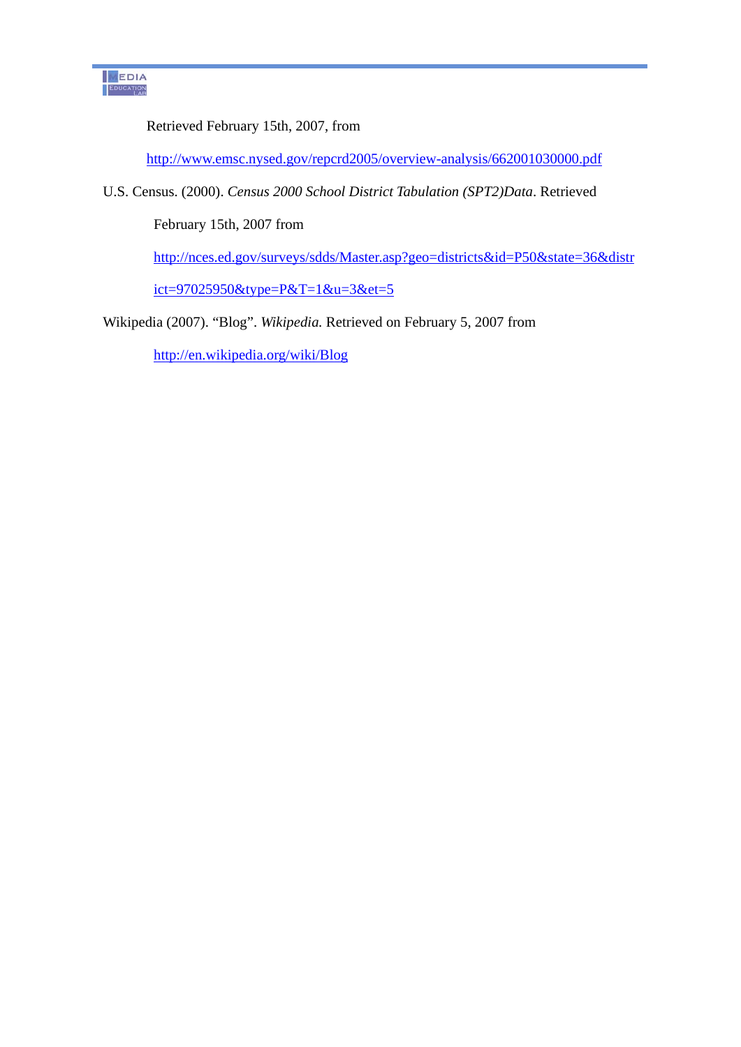Retrieved February 15th, 2007, from http://www.emsc.nysed.gov/repcrd2005/overview-analysis/662001030000.pdf

U.S. Census. (2000). *Census 2000 School District Tabulation (SPT2)Data*. Retrieved February 15th, 2007 from http://nces.ed.gov/surveys/sdds/Master.asp?geo=districts&id=P50&state=36&district=97025950&type=P&T=1&u=3&et=5

Wikipedia (2007). “Blog”. *Wikipedia.* Retrieved on February 5, 2007 from http://en.wikipedia.org/wiki/Blog